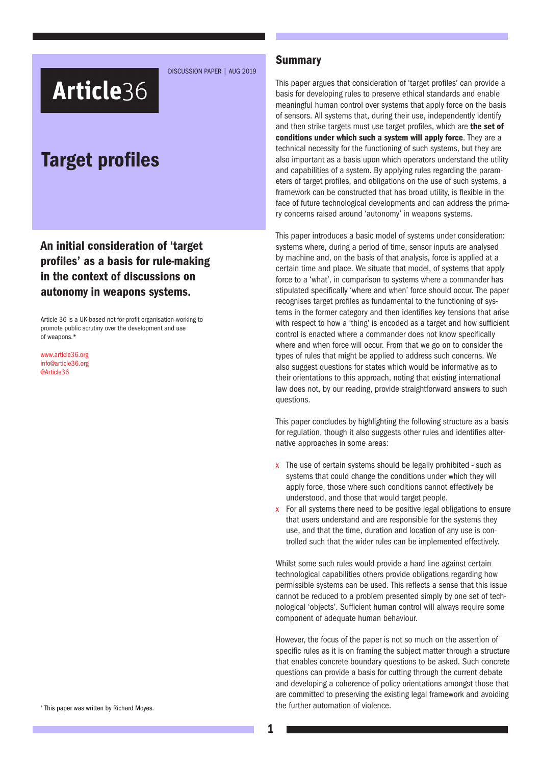DISCUSSION PAPER | AUG 2019

**Article36**

# Target profiles

## An initial consideration of 'target profiles' as a basis for rule-making in the context of discussions on autonomy in weapons systems.

Article 36 is a UK-based not-for-profit organisation working to promote public scrutiny over the development and use of weapons.*

www.article36.org
info@article36.org
@Article36

## Summary

This paper argues that consideration of 'target profiles' can provide a basis for developing rules to preserve ethical standards and enable meaningful human control over systems that apply force on the basis of sensors. All systems that, during their use, independently identify and then strike targets must use target profiles, which are **the set of conditions under which such a system will apply force**. They are a technical necessity for the functioning of such systems, but they are also important as a basis upon which operators understand the utility and capabilities of a system. By applying rules regarding the parameters of target profiles, and obligations on the use of such systems, a framework can be constructed that has broad utility, is flexible in the face of future technological developments and can address the primary concerns raised around 'autonomy' in weapons systems.

This paper introduces a basic model of systems under consideration: systems where, during a period of time, sensor inputs are analysed by machine and, on the basis of that analysis, force is applied at a certain time and place. We situate that model, of systems that apply force to a 'what', in comparison to systems where a commander has stipulated specifically 'where and when' force should occur. The paper recognises target profiles as fundamental to the functioning of systems in the former category and then identifies key tensions that arise with respect to how a 'thing' is encoded as a target and how sufficient control is enacted where a commander does not know specifically where and when force will occur. From that we go on to consider the types of rules that might be applied to address such concerns. We also suggest questions for states which would be informative as to their orientations to this approach, noting that existing international law does not, by our reading, provide straightforward answers to such questions.

This paper concludes by highlighting the following structure as a basis for regulation, though it also suggests other rules and identifies alternative approaches in some areas:

- The use of certain systems should be legally prohibited - such as systems that could change the conditions under which they will apply force, those where such conditions cannot effectively be understood, and those that would target people.
- For all systems there need to be positive legal obligations to ensure that users understand and are responsible for the systems they use, and that the time, duration and location of any use is controlled such that the wider rules can be implemented effectively.

Whilst some such rules would provide a hard line against certain technological capabilities others provide obligations regarding how permissible systems can be used. This reflects a sense that this issue cannot be reduced to a problem presented simply by one set of technological 'objects'. Sufficient human control will always require some component of adequate human behaviour.

However, the focus of the paper is not so much on the assertion of specific rules as it is on framing the subject matter through a structure that enables concrete boundary questions to be asked. Such concrete questions can provide a basis for cutting through the current debate and developing a coherence of policy orientations amongst those that are committed to preserving the existing legal framework and avoiding the further automation of violence.

\* This paper was written by Richard Moyes.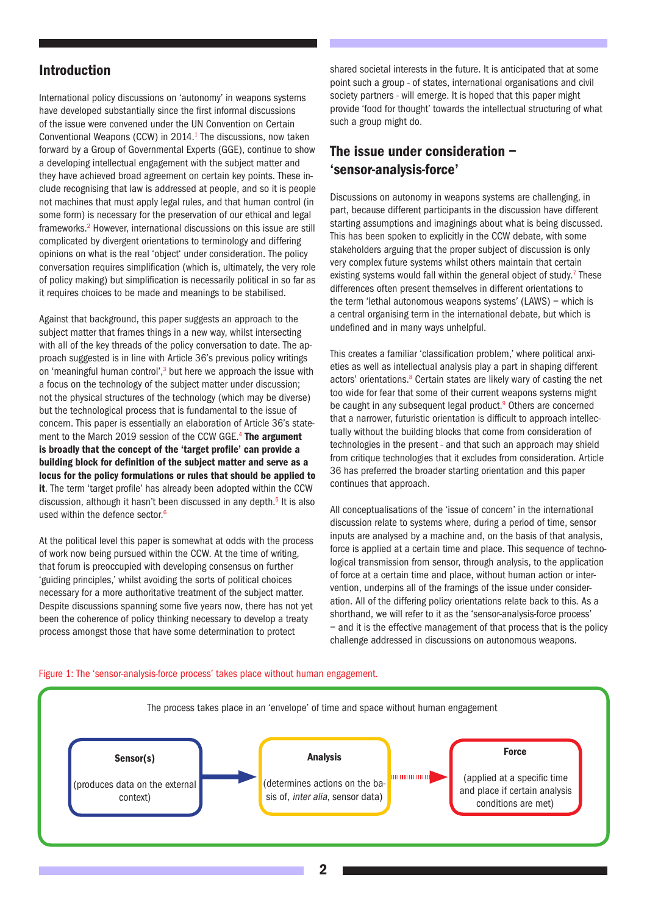## Introduction

International policy discussions on 'autonomy' in weapons systems have developed substantially since the first informal discussions of the issue were convened under the UN Convention on Certain Conventional Weapons (CCW) in 2014.[1] The discussions, now taken forward by a Group of Governmental Experts (GGE), continue to show a developing intellectual engagement with the subject matter and they have achieved broad agreement on certain key points. These include recognising that law is addressed at people, and so it is people not machines that must apply legal rules, and that human control (in some form) is necessary for the preservation of our ethical and legal frameworks.[2] However, international discussions on this issue are still complicated by divergent orientations to terminology and differing opinions on what is the real 'object' under consideration. The policy conversation requires simplification (which is, ultimately, the very role of policy making) but simplification is necessarily political in so far as it requires choices to be made and meanings to be stabilised.

Against that background, this paper suggests an approach to the subject matter that frames things in a new way, whilst intersecting with all of the key threads of the policy conversation to date. The approach suggested is in line with Article 36's previous policy writings on 'meaningful human control',[3] but here we approach the issue with a focus on the technology of the subject matter under discussion; not the physical structures of the technology (which may be diverse) but the technological process that is fundamental to the issue of concern. This paper is essentially an elaboration of Article 36's statement to the March 2019 session of the CCW GGE.[4] **The argument is broadly that the concept of the 'target profile' can provide a building block for definition of the subject matter and serve as a locus for the policy formulations or rules that should be applied to it**. The term 'target profile' has already been adopted within the CCW discussion, although it hasn't been discussed in any depth.[5] It is also used within the defence sector.[6]

At the political level this paper is somewhat at odds with the process of work now being pursued within the CCW. At the time of writing, that forum is preoccupied with developing consensus on further 'guiding principles,' whilst avoiding the sorts of political choices necessary for a more authoritative treatment of the subject matter. Despite discussions spanning some five years now, there has not yet been the coherence of policy thinking necessary to develop a treaty process amongst those that have some determination to protect shared societal interests in the future. It is anticipated that at some point such a group - of states, international organisations and civil society partners - will emerge. It is hoped that this paper might provide 'food for thought' towards the intellectual structuring of what such a group might do.

## The issue under consideration – 'sensor-analysis-force'

Discussions on autonomy in weapons systems are challenging, in part, because different participants in the discussion have different starting assumptions and imaginings about what is being discussed. This has been spoken to explicitly in the CCW debate, with some stakeholders arguing that the proper subject of discussion is only very complex future systems whilst others maintain that certain existing systems would fall within the general object of study.[7] These differences often present themselves in different orientations to the term 'lethal autonomous weapons systems' (LAWS) – which is a central organising term in the international debate, but which is undefined and in many ways unhelpful.

This creates a familiar 'classification problem,' where political anxieties as well as intellectual analysis play a part in shaping different actors' orientations.[8] Certain states are likely wary of casting the net too wide for fear that some of their current weapons systems might be caught in any subsequent legal product.[9] Others are concerned that a narrower, futuristic orientation is difficult to approach intellectually without the building blocks that come from consideration of technologies in the present - and that such an approach may shield from critique technologies that it excludes from consideration. Article 36 has preferred the broader starting orientation and this paper continues that approach.

All conceptualisations of the 'issue of concern' in the international discussion relate to systems where, during a period of time, sensor inputs are analysed by a machine and, on the basis of that analysis, force is applied at a certain time and place. This sequence of technological transmission from sensor, through analysis, to the application of force at a certain time and place, without human action or intervention, underpins all of the framings of the issue under consideration. All of the differing policy orientations relate back to this. As a shorthand, we will refer to it as the 'sensor-analysis-force process' – and it is the effective management of that process that is the policy challenge addressed in discussions on autonomous weapons.

Figure 1: The 'sensor-analysis-force process' takes place without human engagement.

The process takes place in an 'envelope' of time and space without human engagement

**Sensor(s)** (produces data on the external context) → **Analysis** (determines actions on the basis of, *inter alia*, sensor data) → **Force** (applied at a specific time and place if certain analysis conditions are met)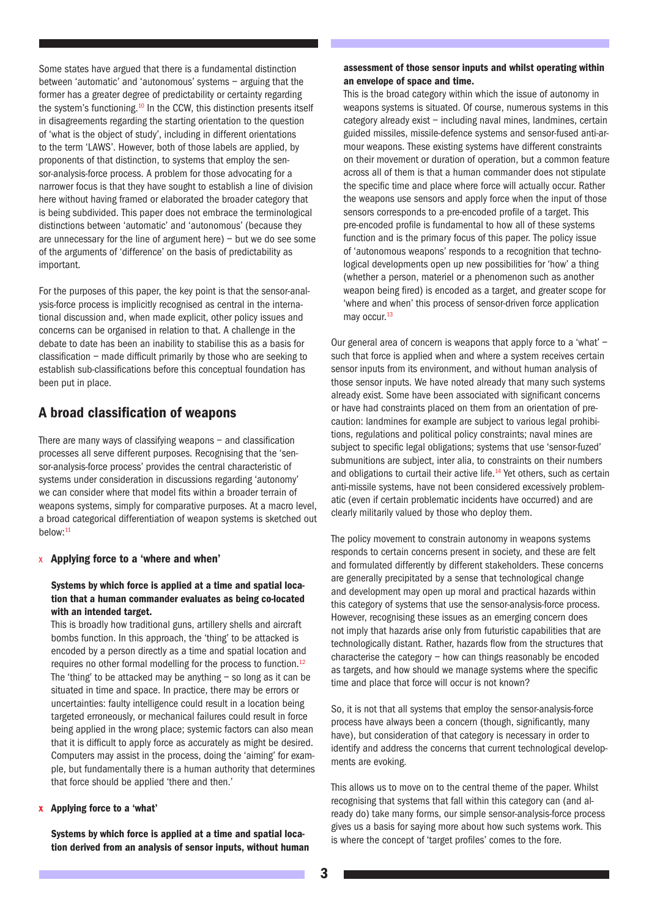Some states have argued that there is a fundamental distinction between 'automatic' and 'autonomous' systems – arguing that the former has a greater degree of predictability or certainty regarding the system's functioning.[10] In the CCW, this distinction presents itself in disagreements regarding the starting orientation to the question of 'what is the object of study', including in different orientations to the term 'LAWS'. However, both of those labels are applied, by proponents of that distinction, to systems that employ the sensor-analysis-force process. A problem for those advocating for a narrower focus is that they have sought to establish a line of division here without having framed or elaborated the broader category that is being subdivided. This paper does not embrace the terminological distinctions between 'automatic' and 'autonomous' (because they are unnecessary for the line of argument here) – but we do see some of the arguments of 'difference' on the basis of predictability as important.

For the purposes of this paper, the key point is that the sensor-analysis-force process is implicitly recognised as central in the international discussion and, when made explicit, other policy issues and concerns can be organised in relation to that. A challenge in the debate to date has been an inability to stabilise this as a basis for classification – made difficult primarily by those who are seeking to establish sub-classifications before this conceptual foundation has been put in place.

## A broad classification of weapons

There are many ways of classifying weapons – and classification processes all serve different purposes. Recognising that the 'sensor-analysis-force process' provides the central characteristic of systems under consideration in discussions regarding 'autonomy' we can consider where that model fits within a broader terrain of weapons systems, simply for comparative purposes. At a macro level, a broad categorical differentiation of weapon systems is sketched out below:[11]

- **Applying force to a 'where and when'**

  **Systems by which force is applied at a time and spatial location that a human commander evaluates as being co-located with an intended target.**

  This is broadly how traditional guns, artillery shells and aircraft bombs function. In this approach, the 'thing' to be attacked is encoded by a person directly as a time and spatial location and requires no other formal modelling for the process to function.[12] The 'thing' to be attacked may be anything – so long as it can be situated in time and space. In practice, there may be errors or uncertainties: faulty intelligence could result in a location being targeted erroneously, or mechanical failures could result in force being applied in the wrong place; systemic factors can also mean that it is difficult to apply force as accurately as might be desired. Computers may assist in the process, doing the 'aiming' for example, but fundamentally there is a human authority that determines that force should be applied 'there and then.'

- **Applying force to a 'what'**

  **Systems by which force is applied at a time and spatial location derived from an analysis of sensor inputs, without human assessment of those sensor inputs and whilst operating within an envelope of space and time.**

  This is the broad category within which the issue of autonomy in weapons systems is situated. Of course, numerous systems in this category already exist – including naval mines, landmines, certain guided missiles, missile-defence systems and sensor-fused anti-armour weapons. These existing systems have different constraints on their movement or duration of operation, but a common feature across all of them is that a human commander does not stipulate the specific time and place where force will actually occur. Rather the weapons use sensors and apply force when the input of those sensors corresponds to a pre-encoded profile of a target. This pre-encoded profile is fundamental to how all of these systems function and is the primary focus of this paper. The policy issue of 'autonomous weapons' responds to a recognition that technological developments open up new possibilities for 'how' a thing (whether a person, materiel or a phenomenon such as another weapon being fired) is encoded as a target, and greater scope for 'where and when' this process of sensor-driven force application may occur.[13]

Our general area of concern is weapons that apply force to a 'what' – such that force is applied when and where a system receives certain sensor inputs from its environment, and without human analysis of those sensor inputs. We have noted already that many such systems already exist. Some have been associated with significant concerns or have had constraints placed on them from an orientation of precaution: landmines for example are subject to various legal prohibitions, regulations and political policy constraints; naval mines are subject to specific legal obligations; systems that use 'sensor-fuzed' submunitions are subject, inter alia, to constraints on their numbers and obligations to curtail their active life.[14] Yet others, such as certain anti-missile systems, have not been considered excessively problematic (even if certain problematic incidents have occurred) and are clearly militarily valued by those who deploy them.

The policy movement to constrain autonomy in weapons systems responds to certain concerns present in society, and these are felt and formulated differently by different stakeholders. These concerns are generally precipitated by a sense that technological change and development may open up moral and practical hazards within this category of systems that use the sensor-analysis-force process. However, recognising these issues as an emerging concern does not imply that hazards arise only from futuristic capabilities that are technologically distant. Rather, hazards flow from the structures that characterise the category – how can things reasonably be encoded as targets, and how should we manage systems where the specific time and place that force will occur is not known?

So, it is not that all systems that employ the sensor-analysis-force process have always been a concern (though, significantly, many have), but consideration of that category is necessary in order to identify and address the concerns that current technological developments are evoking.

This allows us to move on to the central theme of the paper. Whilst recognising that systems that fall within this category can (and already do) take many forms, our simple sensor-analysis-force process gives us a basis for saying more about how such systems work. This is where the concept of 'target profiles' comes to the fore.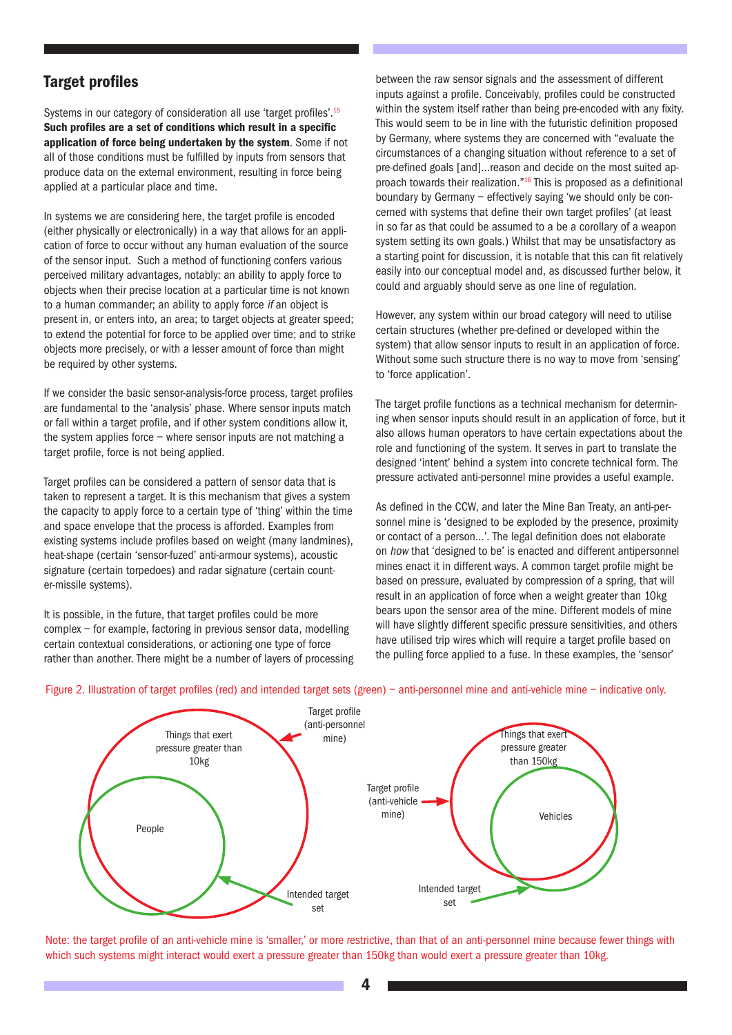## Target profiles

Systems in our category of consideration all use 'target profiles'.[15] **Such profiles are a set of conditions which result in a specific application of force being undertaken by the system**. Some if not all of those conditions must be fulfilled by inputs from sensors that produce data on the external environment, resulting in force being applied at a particular place and time.

In systems we are considering here, the target profile is encoded (either physically or electronically) in a way that allows for an application of force to occur without any human evaluation of the source of the sensor input. Such a method of functioning confers various perceived military advantages, notably: an ability to apply force to objects when their precise location at a particular time is not known to a human commander; an ability to apply force *if* an object is present in, or enters into, an area; to target objects at greater speed; to extend the potential for force to be applied over time; and to strike objects more precisely, or with a lesser amount of force than might be required by other systems.

If we consider the basic sensor-analysis-force process, target profiles are fundamental to the 'analysis' phase. Where sensor inputs match or fall within a target profile, and if other system conditions allow it, the system applies force – where sensor inputs are not matching a target profile, force is not being applied.

Target profiles can be considered a pattern of sensor data that is taken to represent a target. It is this mechanism that gives a system the capacity to apply force to a certain type of 'thing' within the time and space envelope that the process is afforded. Examples from existing systems include profiles based on weight (many landmines), heat-shape (certain 'sensor-fuzed' anti-armour systems), acoustic signature (certain torpedoes) and radar signature (certain counter-missile systems).

It is possible, in the future, that target profiles could be more complex – for example, factoring in previous sensor data, modelling certain contextual considerations, or actioning one type of force rather than another. There might be a number of layers of processing between the raw sensor signals and the assessment of different inputs against a profile. Conceivably, profiles could be constructed within the system itself rather than being pre-encoded with any fixity. This would seem to be in line with the futuristic definition proposed by Germany, where systems they are concerned with "evaluate the circumstances of a changing situation without reference to a set of pre-defined goals [and]...reason and decide on the most suited approach towards their realization."[16] This is proposed as a definitional boundary by Germany – effectively saying 'we should only be concerned with systems that define their own target profiles' (at least in so far as that could be assumed to a be a corollary of a weapon system setting its own goals.) Whilst that may be unsatisfactory as a starting point for discussion, it is notable that this can fit relatively easily into our conceptual model and, as discussed further below, it could and arguably should serve as one line of regulation.

However, any system within our broad category will need to utilise certain structures (whether pre-defined or developed within the system) that allow sensor inputs to result in an application of force. Without some such structure there is no way to move from 'sensing' to 'force application'.

The target profile functions as a technical mechanism for determining when sensor inputs should result in an application of force, but it also allows human operators to have certain expectations about the role and functioning of the system. It serves in part to translate the designed 'intent' behind a system into concrete technical form. The pressure activated anti-personnel mine provides a useful example.

As defined in the CCW, and later the Mine Ban Treaty, an anti-personnel mine is 'designed to be exploded by the presence, proximity or contact of a person...'. The legal definition does not elaborate on *how* that 'designed to be' is enacted and different antipersonnel mines enact it in different ways. A common target profile might be based on pressure, evaluated by compression of a spring, that will result in an application of force when a weight greater than 10kg bears upon the sensor area of the mine. Different models of mine will have slightly different specific pressure sensitivities, and others have utilised trip wires which will require a target profile based on the pulling force applied to a fuse. In these examples, the 'sensor'

Figure 2. Illustration of target profiles (red) and intended target sets (green) – anti-personnel mine and anti-vehicle mine – indicative only.

Target profile (anti-personnel mine)

Things that exert pressure greater than 10kg

People

Intended target set

Target profile (anti-vehicle mine)

Things that exert pressure greater than 150kg

Vehicles

Intended target set

Note: the target profile of an anti-vehicle mine is 'smaller,' or more restrictive, than that of an anti-personnel mine because fewer things with which such systems might interact would exert a pressure greater than 150kg than would exert a pressure greater than 10kg.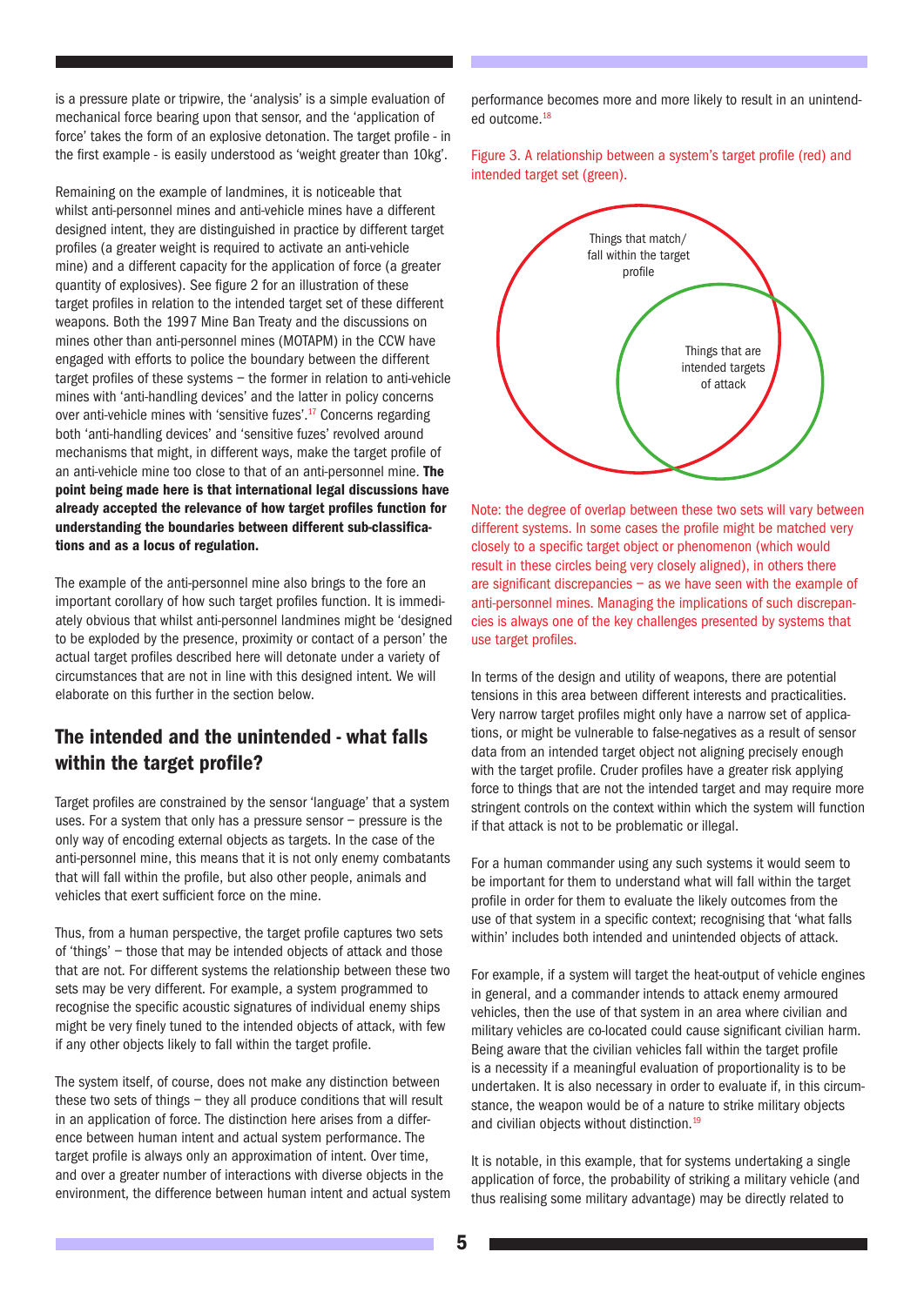is a pressure plate or tripwire, the 'analysis' is a simple evaluation of mechanical force bearing upon that sensor, and the 'application of force' takes the form of an explosive detonation. The target profile - in the first example - is easily understood as 'weight greater than 10kg'.

Remaining on the example of landmines, it is noticeable that whilst anti-personnel mines and anti-vehicle mines have a different designed intent, they are distinguished in practice by different target profiles (a greater weight is required to activate an anti-vehicle mine) and a different capacity for the application of force (a greater quantity of explosives). See figure 2 for an illustration of these target profiles in relation to the intended target set of these different weapons. Both the 1997 Mine Ban Treaty and the discussions on mines other than anti-personnel mines (MOTAPM) in the CCW have engaged with efforts to police the boundary between the different target profiles of these systems – the former in relation to anti-vehicle mines with 'anti-handling devices' and the latter in policy concerns over anti-vehicle mines with 'sensitive fuzes'.[17] Concerns regarding both 'anti-handling devices' and 'sensitive fuzes' revolved around mechanisms that might, in different ways, make the target profile of an anti-vehicle mine too close to that of an anti-personnel mine. **The point being made here is that international legal discussions have already accepted the relevance of how target profiles function for understanding the boundaries between different sub-classifications and as a locus of regulation.**

The example of the anti-personnel mine also brings to the fore an important corollary of how such target profiles function. It is immediately obvious that whilst anti-personnel landmines might be 'designed to be exploded by the presence, proximity or contact of a person' the actual target profiles described here will detonate under a variety of circumstances that are not in line with this designed intent. We will elaborate on this further in the section below.

## The intended and the unintended - what falls within the target profile?

Target profiles are constrained by the sensor 'language' that a system uses. For a system that only has a pressure sensor – pressure is the only way of encoding external objects as targets. In the case of the anti-personnel mine, this means that it is not only enemy combatants that will fall within the profile, but also other people, animals and vehicles that exert sufficient force on the mine.

Thus, from a human perspective, the target profile captures two sets of 'things' – those that may be intended objects of attack and those that are not. For different systems the relationship between these two sets may be very different. For example, a system programmed to recognise the specific acoustic signatures of individual enemy ships might be very finely tuned to the intended objects of attack, with few if any other objects likely to fall within the target profile.

The system itself, of course, does not make any distinction between these two sets of things – they all produce conditions that will result in an application of force. The distinction here arises from a difference between human intent and actual system performance. The target profile is always only an approximation of intent. Over time, and over a greater number of interactions with diverse objects in the environment, the difference between human intent and actual system performance becomes more and more likely to result in an unintended outcome.[18]

Figure 3. A relationship between a system's target profile (red) and intended target set (green).

Things that match/ fall within the target profile

Things that are intended targets of attack

Note: the degree of overlap between these two sets will vary between different systems. In some cases the profile might be matched very closely to a specific target object or phenomenon (which would result in these circles being very closely aligned), in others there are significant discrepancies – as we have seen with the example of anti-personnel mines. Managing the implications of such discrepancies is always one of the key challenges presented by systems that use target profiles.

In terms of the design and utility of weapons, there are potential tensions in this area between different interests and practicalities. Very narrow target profiles might only have a narrow set of applications, or might be vulnerable to false-negatives as a result of sensor data from an intended target object not aligning precisely enough with the target profile. Cruder profiles have a greater risk applying force to things that are not the intended target and may require more stringent controls on the context within which the system will function if that attack is not to be problematic or illegal.

For a human commander using any such systems it would seem to be important for them to understand what will fall within the target profile in order for them to evaluate the likely outcomes from the use of that system in a specific context; recognising that 'what falls within' includes both intended and unintended objects of attack.

For example, if a system will target the heat-output of vehicle engines in general, and a commander intends to attack enemy armoured vehicles, then the use of that system in an area where civilian and military vehicles are co-located could cause significant civilian harm. Being aware that the civilian vehicles fall within the target profile is a necessity if a meaningful evaluation of proportionality is to be undertaken. It is also necessary in order to evaluate if, in this circumstance, the weapon would be of a nature to strike military objects and civilian objects without distinction.[19]

It is notable, in this example, that for systems undertaking a single application of force, the probability of striking a military vehicle (and thus realising some military advantage) may be directly related to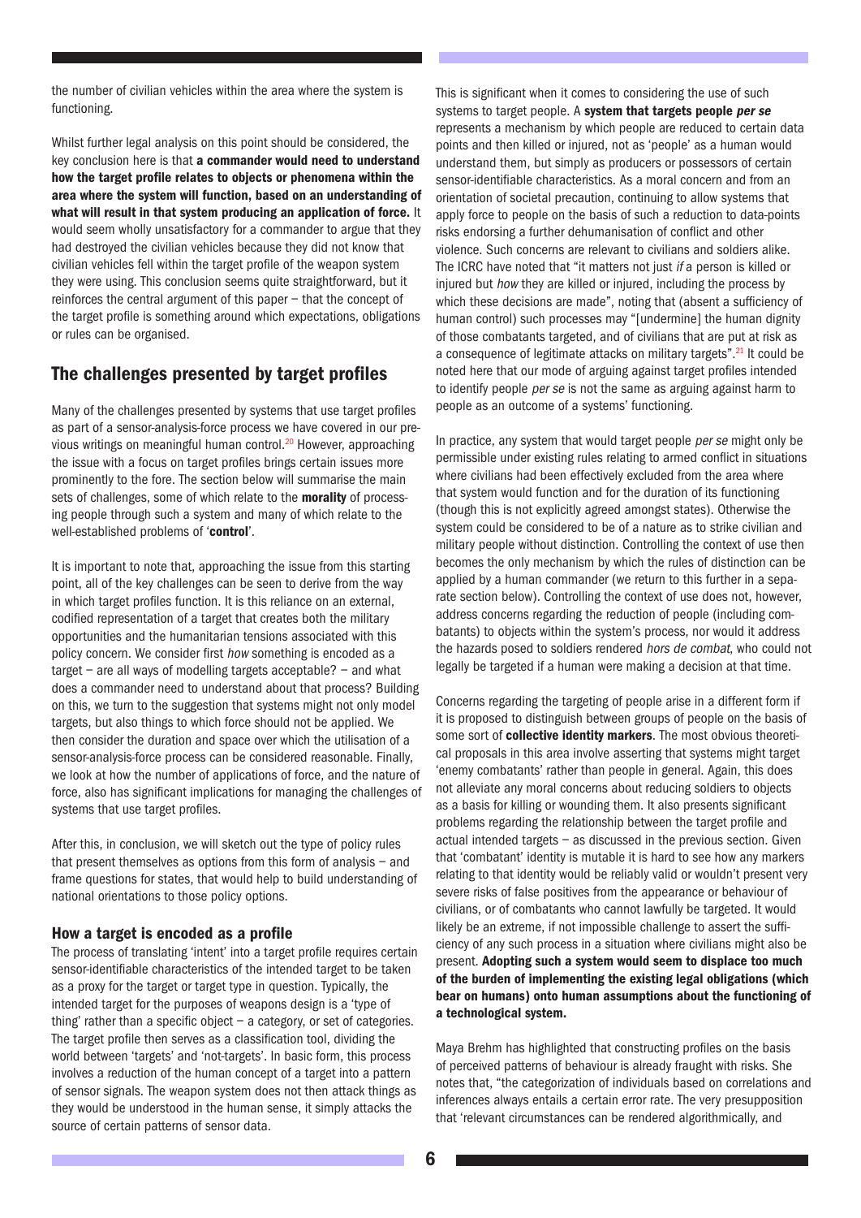the number of civilian vehicles within the area where the system is functioning.

Whilst further legal analysis on this point should be considered, the key conclusion here is that **a commander would need to understand how the target profile relates to objects or phenomena within the area where the system will function, based on an understanding of what will result in that system producing an application of force.** It would seem wholly unsatisfactory for a commander to argue that they had destroyed the civilian vehicles because they did not know that civilian vehicles fell within the target profile of the weapon system they were using. This conclusion seems quite straightforward, but it reinforces the central argument of this paper – that the concept of the target profile is something around which expectations, obligations or rules can be organised.

## The challenges presented by target profiles

Many of the challenges presented by systems that use target profiles as part of a sensor-analysis-force process we have covered in our previous writings on meaningful human control.[20] However, approaching the issue with a focus on target profiles brings certain issues more prominently to the fore. The section below will summarise the main sets of challenges, some of which relate to the **morality** of processing people through such a system and many of which relate to the well-established problems of '**control**'.

It is important to note that, approaching the issue from this starting point, all of the key challenges can be seen to derive from the way in which target profiles function. It is this reliance on an external, codified representation of a target that creates both the military opportunities and the humanitarian tensions associated with this policy concern. We consider first *how* something is encoded as a target – are all ways of modelling targets acceptable? – and what does a commander need to understand about that process? Building on this, we turn to the suggestion that systems might not only model targets, but also things to which force should not be applied. We then consider the duration and space over which the utilisation of a sensor-analysis-force process can be considered reasonable. Finally, we look at how the number of applications of force, and the nature of force, also has significant implications for managing the challenges of systems that use target profiles.

After this, in conclusion, we will sketch out the type of policy rules that present themselves as options from this form of analysis – and frame questions for states, that would help to build understanding of national orientations to those policy options.

### How a target is encoded as a profile

The process of translating 'intent' into a target profile requires certain sensor-identifiable characteristics of the intended target to be taken as a proxy for the target or target type in question. Typically, the intended target for the purposes of weapons design is a 'type of thing' rather than a specific object – a category, or set of categories. The target profile then serves as a classification tool, dividing the world between 'targets' and 'not-targets'. In basic form, this process involves a reduction of the human concept of a target into a pattern of sensor signals. The weapon system does not then attack things as they would be understood in the human sense, it simply attacks the source of certain patterns of sensor data.

This is significant when it comes to considering the use of such systems to target people. A **system that targets people *per se*** represents a mechanism by which people are reduced to certain data points and then killed or injured, not as 'people' as a human would understand them, but simply as producers or possessors of certain sensor-identifiable characteristics. As a moral concern and from an orientation of societal precaution, continuing to allow systems that apply force to people on the basis of such a reduction to data-points risks endorsing a further dehumanisation of conflict and other violence. Such concerns are relevant to civilians and soldiers alike. The ICRC have noted that "it matters not just *if* a person is killed or injured but *how* they are killed or injured, including the process by which these decisions are made", noting that (absent a sufficiency of human control) such processes may "[undermine] the human dignity of those combatants targeted, and of civilians that are put at risk as a consequence of legitimate attacks on military targets".[21] It could be noted here that our mode of arguing against target profiles intended to identify people *per se* is not the same as arguing against harm to people as an outcome of a systems' functioning.

In practice, any system that would target people *per se* might only be permissible under existing rules relating to armed conflict in situations where civilians had been effectively excluded from the area where that system would function and for the duration of its functioning (though this is not explicitly agreed amongst states). Otherwise the system could be considered to be of a nature as to strike civilian and military people without distinction. Controlling the context of use then becomes the only mechanism by which the rules of distinction can be applied by a human commander (we return to this further in a separate section below). Controlling the context of use does not, however, address concerns regarding the reduction of people (including combatants) to objects within the system's process, nor would it address the hazards posed to soldiers rendered *hors de combat*, who could not legally be targeted if a human were making a decision at that time.

Concerns regarding the targeting of people arise in a different form if it is proposed to distinguish between groups of people on the basis of some sort of **collective identity markers**. The most obvious theoretical proposals in this area involve asserting that systems might target 'enemy combatants' rather than people in general. Again, this does not alleviate any moral concerns about reducing soldiers to objects as a basis for killing or wounding them. It also presents significant problems regarding the relationship between the target profile and actual intended targets – as discussed in the previous section. Given that 'combatant' identity is mutable it is hard to see how any markers relating to that identity would be reliably valid or wouldn't present very severe risks of false positives from the appearance or behaviour of civilians, or of combatants who cannot lawfully be targeted. It would likely be an extreme, if not impossible challenge to assert the sufficiency of any such process in a situation where civilians might also be present. **Adopting such a system would seem to displace too much of the burden of implementing the existing legal obligations (which bear on humans) onto human assumptions about the functioning of a technological system.**

Maya Brehm has highlighted that constructing profiles on the basis of perceived patterns of behaviour is already fraught with risks. She notes that, "the categorization of individuals based on correlations and inferences always entails a certain error rate. The very presupposition that 'relevant circumstances can be rendered algorithmically, and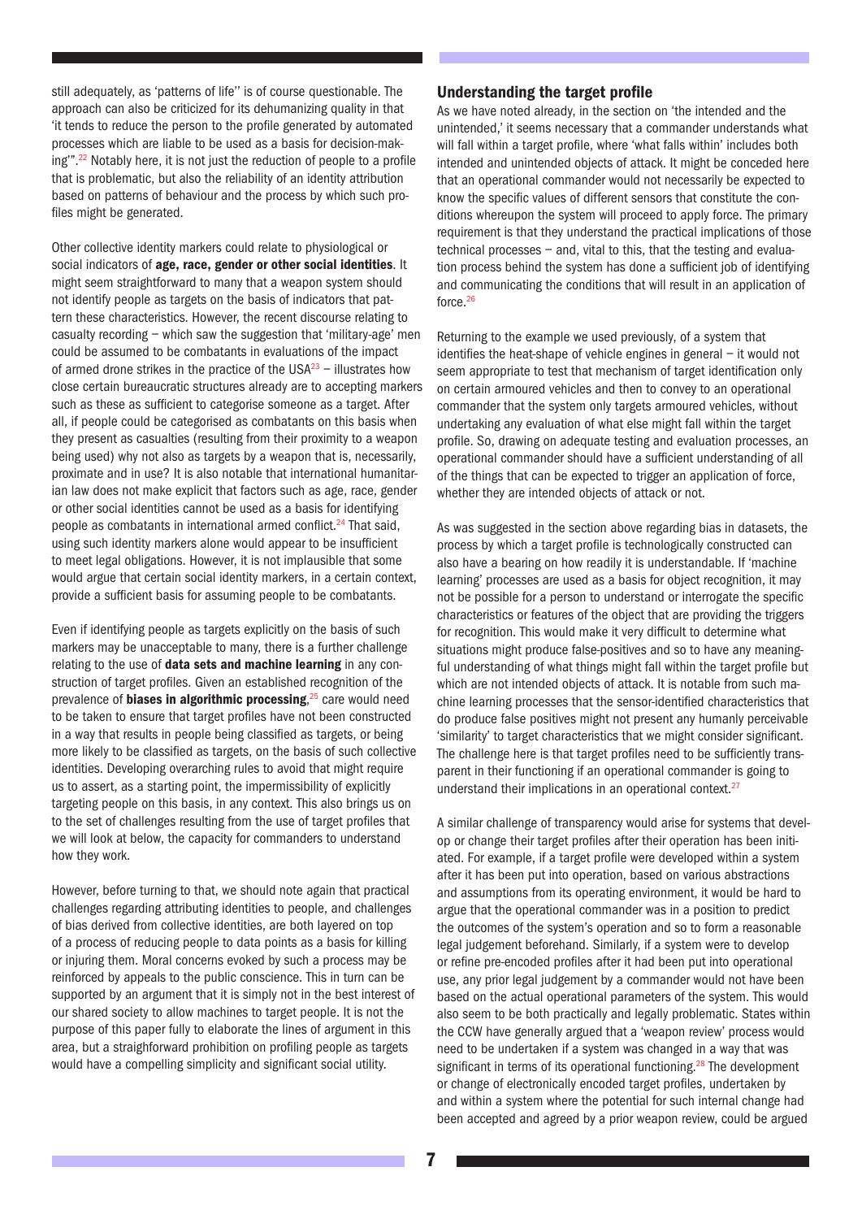still adequately, as 'patterns of life'' is of course questionable. The approach can also be criticized for its dehumanizing quality in that 'it tends to reduce the person to the profile generated by automated processes which are liable to be used as a basis for decision-making'".[22] Notably here, it is not just the reduction of people to a profile that is problematic, but also the reliability of an identity attribution based on patterns of behaviour and the process by which such profiles might be generated.

Other collective identity markers could relate to physiological or social indicators of **age, race, gender or other social identities**. It might seem straightforward to many that a weapon system should not identify people as targets on the basis of indicators that pattern these characteristics. However, the recent discourse relating to casualty recording – which saw the suggestion that 'military-age' men could be assumed to be combatants in evaluations of the impact of armed drone strikes in the practice of the USA[23] – illustrates how close certain bureaucratic structures already are to accepting markers such as these as sufficient to categorise someone as a target. After all, if people could be categorised as combatants on this basis when they present as casualties (resulting from their proximity to a weapon being used) why not also as targets by a weapon that is, necessarily, proximate and in use? It is also notable that international humanitarian law does not make explicit that factors such as age, race, gender or other social identities cannot be used as a basis for identifying people as combatants in international armed conflict.[24] That said, using such identity markers alone would appear to be insufficient to meet legal obligations. However, it is not implausible that some would argue that certain social identity markers, in a certain context, provide a sufficient basis for assuming people to be combatants.

Even if identifying people as targets explicitly on the basis of such markers may be unacceptable to many, there is a further challenge relating to the use of **data sets and machine learning** in any construction of target profiles. Given an established recognition of the prevalence of **biases in algorithmic processing**,[25] care would need to be taken to ensure that target profiles have not been constructed in a way that results in people being classified as targets, or being more likely to be classified as targets, on the basis of such collective identities. Developing overarching rules to avoid that might require us to assert, as a starting point, the impermissibility of explicitly targeting people on this basis, in any context. This also brings us on to the set of challenges resulting from the use of target profiles that we will look at below, the capacity for commanders to understand how they work.

However, before turning to that, we should note again that practical challenges regarding attributing identities to people, and challenges of bias derived from collective identities, are both layered on top of a process of reducing people to data points as a basis for killing or injuring them. Moral concerns evoked by such a process may be reinforced by appeals to the public conscience. This in turn can be supported by an argument that it is simply not in the best interest of our shared society to allow machines to target people. It is not the purpose of this paper fully to elaborate the lines of argument in this area, but a straighforward prohibition on profiling people as targets would have a compelling simplicity and significant social utility.

## Understanding the target profile

As we have noted already, in the section on 'the intended and the unintended,' it seems necessary that a commander understands what will fall within a target profile, where 'what falls within' includes both intended and unintended objects of attack. It might be conceded here that an operational commander would not necessarily be expected to know the specific values of different sensors that constitute the conditions whereupon the system will proceed to apply force. The primary requirement is that they understand the practical implications of those technical processes – and, vital to this, that the testing and evaluation process behind the system has done a sufficient job of identifying and communicating the conditions that will result in an application of force.[26]

Returning to the example we used previously, of a system that identifies the heat-shape of vehicle engines in general – it would not seem appropriate to test that mechanism of target identification only on certain armoured vehicles and then to convey to an operational commander that the system only targets armoured vehicles, without undertaking any evaluation of what else might fall within the target profile. So, drawing on adequate testing and evaluation processes, an operational commander should have a sufficient understanding of all of the things that can be expected to trigger an application of force, whether they are intended objects of attack or not.

As was suggested in the section above regarding bias in datasets, the process by which a target profile is technologically constructed can also have a bearing on how readily it is understandable. If 'machine learning' processes are used as a basis for object recognition, it may not be possible for a person to understand or interrogate the specific characteristics or features of the object that are providing the triggers for recognition. This would make it very difficult to determine what situations might produce false-positives and so to have any meaningful understanding of what things might fall within the target profile but which are not intended objects of attack. It is notable from such machine learning processes that the sensor-identified characteristics that do produce false positives might not present any humanly perceivable 'similarity' to target characteristics that we might consider significant. The challenge here is that target profiles need to be sufficiently transparent in their functioning if an operational commander is going to understand their implications in an operational context.[27]

A similar challenge of transparency would arise for systems that develop or change their target profiles after their operation has been initiated. For example, if a target profile were developed within a system after it has been put into operation, based on various abstractions and assumptions from its operating environment, it would be hard to argue that the operational commander was in a position to predict the outcomes of the system's operation and so to form a reasonable legal judgement beforehand. Similarly, if a system were to develop or refine pre-encoded profiles after it had been put into operational use, any prior legal judgement by a commander would not have been based on the actual operational parameters of the system. This would also seem to be both practically and legally problematic. States within the CCW have generally argued that a 'weapon review' process would need to be undertaken if a system was changed in a way that was significant in terms of its operational functioning.[28] The development or change of electronically encoded target profiles, undertaken by and within a system where the potential for such internal change had been accepted and agreed by a prior weapon review, could be argued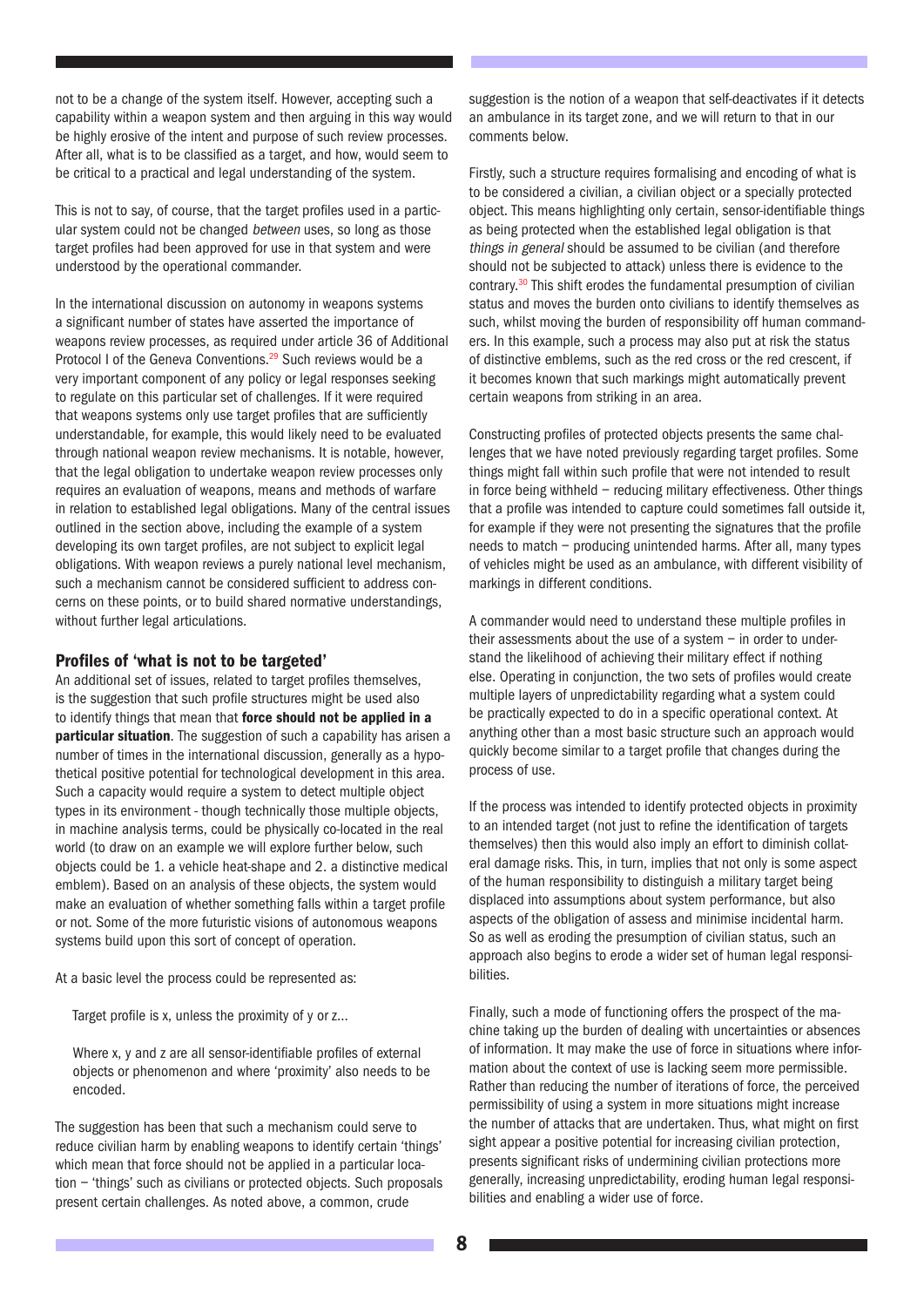not to be a change of the system itself. However, accepting such a capability within a weapon system and then arguing in this way would be highly erosive of the intent and purpose of such review processes. After all, what is to be classified as a target, and how, would seem to be critical to a practical and legal understanding of the system.

This is not to say, of course, that the target profiles used in a particular system could not be changed *between* uses, so long as those target profiles had been approved for use in that system and were understood by the operational commander.

In the international discussion on autonomy in weapons systems a significant number of states have asserted the importance of weapons review processes, as required under article 36 of Additional Protocol I of the Geneva Conventions.[29] Such reviews would be a very important component of any policy or legal responses seeking to regulate on this particular set of challenges. If it were required that weapons systems only use target profiles that are sufficiently understandable, for example, this would likely need to be evaluated through national weapon review mechanisms. It is notable, however, that the legal obligation to undertake weapon review processes only requires an evaluation of weapons, means and methods of warfare in relation to established legal obligations. Many of the central issues outlined in the section above, including the example of a system developing its own target profiles, are not subject to explicit legal obligations. With weapon reviews a purely national level mechanism, such a mechanism cannot be considered sufficient to address concerns on these points, or to build shared normative understandings, without further legal articulations.

### Profiles of 'what is not to be targeted'

An additional set of issues, related to target profiles themselves, is the suggestion that such profile structures might be used also to identify things that mean that **force should not be applied in a particular situation**. The suggestion of such a capability has arisen a number of times in the international discussion, generally as a hypothetical positive potential for technological development in this area. Such a capacity would require a system to detect multiple object types in its environment - though technically those multiple objects, in machine analysis terms, could be physically co-located in the real world (to draw on an example we will explore further below, such objects could be 1. a vehicle heat-shape and 2. a distinctive medical emblem). Based on an analysis of these objects, the system would make an evaluation of whether something falls within a target profile or not. Some of the more futuristic visions of autonomous weapons systems build upon this sort of concept of operation.

At a basic level the process could be represented as:

> Target profile is x, unless the proximity of y or z...
>
> Where x, y and z are all sensor-identifiable profiles of external objects or phenomenon and where 'proximity' also needs to be encoded.

The suggestion has been that such a mechanism could serve to reduce civilian harm by enabling weapons to identify certain 'things' which mean that force should not be applied in a particular location – 'things' such as civilians or protected objects. Such proposals present certain challenges. As noted above, a common, crude suggestion is the notion of a weapon that self-deactivates if it detects an ambulance in its target zone, and we will return to that in our comments below.

Firstly, such a structure requires formalising and encoding of what is to be considered a civilian, a civilian object or a specially protected object. This means highlighting only certain, sensor-identifiable things as being protected when the established legal obligation is that *things in general* should be assumed to be civilian (and therefore should not be subjected to attack) unless there is evidence to the contrary.[30] This shift erodes the fundamental presumption of civilian status and moves the burden onto civilians to identify themselves as such, whilst moving the burden of responsibility off human commanders. In this example, such a process may also put at risk the status of distinctive emblems, such as the red cross or the red crescent, if it becomes known that such markings might automatically prevent certain weapons from striking in an area.

Constructing profiles of protected objects presents the same challenges that we have noted previously regarding target profiles. Some things might fall within such profile that were not intended to result in force being withheld – reducing military effectiveness. Other things that a profile was intended to capture could sometimes fall outside it, for example if they were not presenting the signatures that the profile needs to match – producing unintended harms. After all, many types of vehicles might be used as an ambulance, with different visibility of markings in different conditions.

A commander would need to understand these multiple profiles in their assessments about the use of a system – in order to understand the likelihood of achieving their military effect if nothing else. Operating in conjunction, the two sets of profiles would create multiple layers of unpredictability regarding what a system could be practically expected to do in a specific operational context. At anything other than a most basic structure such an approach would quickly become similar to a target profile that changes during the process of use.

If the process was intended to identify protected objects in proximity to an intended target (not just to refine the identification of targets themselves) then this would also imply an effort to diminish collateral damage risks. This, in turn, implies that not only is some aspect of the human responsibility to distinguish a military target being displaced into assumptions about system performance, but also aspects of the obligation of assess and minimise incidental harm. So as well as eroding the presumption of civilian status, such an approach also begins to erode a wider set of human legal responsibilities.

Finally, such a mode of functioning offers the prospect of the machine taking up the burden of dealing with uncertainties or absences of information. It may make the use of force in situations where information about the context of use is lacking seem more permissible. Rather than reducing the number of iterations of force, the perceived permissibility of using a system in more situations might increase the number of attacks that are undertaken. Thus, what might on first sight appear a positive potential for increasing civilian protection, presents significant risks of undermining civilian protections more generally, increasing unpredictability, eroding human legal responsibilities and enabling a wider use of force.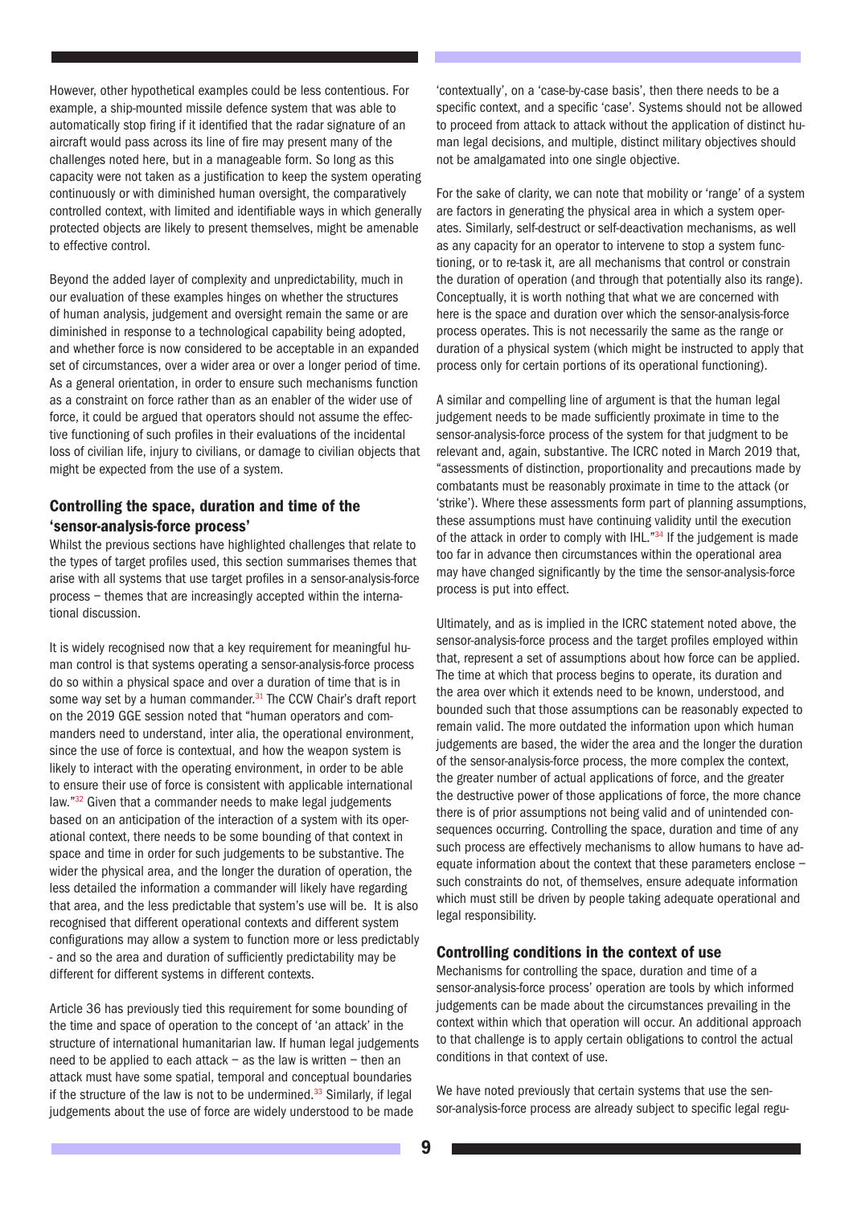However, other hypothetical examples could be less contentious. For example, a ship-mounted missile defence system that was able to automatically stop firing if it identified that the radar signature of an aircraft would pass across its line of fire may present many of the challenges noted here, but in a manageable form. So long as this capacity were not taken as a justification to keep the system operating continuously or with diminished human oversight, the comparatively controlled context, with limited and identifiable ways in which generally protected objects are likely to present themselves, might be amenable to effective control.

Beyond the added layer of complexity and unpredictability, much in our evaluation of these examples hinges on whether the structures of human analysis, judgement and oversight remain the same or are diminished in response to a technological capability being adopted, and whether force is now considered to be acceptable in an expanded set of circumstances, over a wider area or over a longer period of time. As a general orientation, in order to ensure such mechanisms function as a constraint on force rather than as an enabler of the wider use of force, it could be argued that operators should not assume the effective functioning of such profiles in their evaluations of the incidental loss of civilian life, injury to civilians, or damage to civilian objects that might be expected from the use of a system.

## Controlling the space, duration and time of the 'sensor-analysis-force process'

Whilst the previous sections have highlighted challenges that relate to the types of target profiles used, this section summarises themes that arise with all systems that use target profiles in a sensor-analysis-force process – themes that are increasingly accepted within the international discussion.

It is widely recognised now that a key requirement for meaningful human control is that systems operating a sensor-analysis-force process do so within a physical space and over a duration of time that is in some way set by a human commander.[31] The CCW Chair's draft report on the 2019 GGE session noted that "human operators and commanders need to understand, inter alia, the operational environment, since the use of force is contextual, and how the weapon system is likely to interact with the operating environment, in order to be able to ensure their use of force is consistent with applicable international law."[32] Given that a commander needs to make legal judgements based on an anticipation of the interaction of a system with its operational context, there needs to be some bounding of that context in space and time in order for such judgements to be substantive. The wider the physical area, and the longer the duration of operation, the less detailed the information a commander will likely have regarding that area, and the less predictable that system's use will be. It is also recognised that different operational contexts and different system configurations may allow a system to function more or less predictably - and so the area and duration of sufficiently predictability may be different for different systems in different contexts.

Article 36 has previously tied this requirement for some bounding of the time and space of operation to the concept of 'an attack' in the structure of international humanitarian law. If human legal judgements need to be applied to each attack – as the law is written – then an attack must have some spatial, temporal and conceptual boundaries if the structure of the law is not to be undermined.[33] Similarly, if legal judgements about the use of force are widely understood to be made 'contextually', on a 'case-by-case basis', then there needs to be a specific context, and a specific 'case'. Systems should not be allowed to proceed from attack to attack without the application of distinct human legal decisions, and multiple, distinct military objectives should not be amalgamated into one single objective.

For the sake of clarity, we can note that mobility or 'range' of a system are factors in generating the physical area in which a system operates. Similarly, self-destruct or self-deactivation mechanisms, as well as any capacity for an operator to intervene to stop a system functioning, or to re-task it, are all mechanisms that control or constrain the duration of operation (and through that potentially also its range). Conceptually, it is worth nothing that what we are concerned with here is the space and duration over which the sensor-analysis-force process operates. This is not necessarily the same as the range or duration of a physical system (which might be instructed to apply that process only for certain portions of its operational functioning).

A similar and compelling line of argument is that the human legal judgement needs to be made sufficiently proximate in time to the sensor-analysis-force process of the system for that judgement to be relevant and, again, substantive. The ICRC noted in March 2019 that, "assessments of distinction, proportionality and precautions made by combatants must be reasonably proximate in time to the attack (or 'strike'). Where these assessments form part of planning assumptions, these assumptions must have continuing validity until the execution of the attack in order to comply with IHL."[34] If the judgement is made too far in advance then circumstances within the operational area may have changed significantly by the time the sensor-analysis-force process is put into effect.

Ultimately, and as is implied in the ICRC statement noted above, the sensor-analysis-force process and the target profiles employed within that, represent a set of assumptions about how force can be applied. The time at which that process begins to operate, its duration and the area over which it extends need to be known, understood, and bounded such that those assumptions can be reasonably expected to remain valid. The more outdated the information upon which human judgements are based, the wider the area and the longer the duration of the sensor-analysis-force process, the more complex the context, the greater number of actual applications of force, and the greater the destructive power of those applications of force, the more chance there is of prior assumptions not being valid and of unintended consequences occurring. Controlling the space, duration and time of any such process are effectively mechanisms to allow humans to have adequate information about the context that these parameters enclose – such constraints do not, of themselves, ensure adequate information which must still be driven by people taking adequate operational and legal responsibility.

## Controlling conditions in the context of use

Mechanisms for controlling the space, duration and time of a sensor-analysis-force process' operation are tools by which informed judgements can be made about the circumstances prevailing in the context within which that operation will occur. An additional approach to that challenge is to apply certain obligations to control the actual conditions in that context of use.

We have noted previously that certain systems that use the sensor-analysis-force process are already subject to specific legal regu-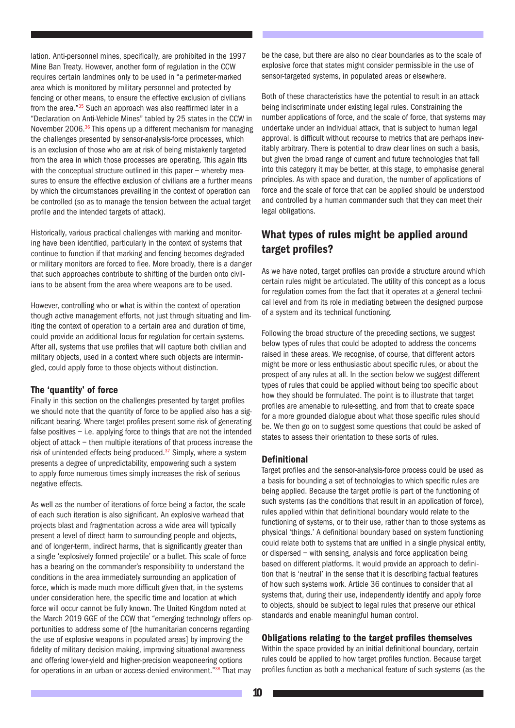lation. Anti-personnel mines, specifically, are prohibited in the 1997 Mine Ban Treaty. However, another form of regulation in the CCW requires certain landmines only to be used in "a perimeter-marked area which is monitored by military personnel and protected by fencing or other means, to ensure the effective exclusion of civilians from the area."[35] Such an approach was also reaffirmed later in a "Declaration on Anti-Vehicle Mines" tabled by 25 states in the CCW in November 2006.[36] This opens up a different mechanism for managing the challenges presented by sensor-analysis-force processes, which is an exclusion of those who are at risk of being mistakenly targeted from the area in which those processes are operating. This again fits with the conceptual structure outlined in this paper – whereby measures to ensure the effective exclusion of civilians are a further means by which the circumstances prevailing in the context of operation can be controlled (so as to manage the tension between the actual target profile and the intended targets of attack).

Historically, various practical challenges with marking and monitoring have been identified, particularly in the context of systems that continue to function if that marking and fencing becomes degraded or military monitors are forced to flee. More broadly, there is a danger that such approaches contribute to shifting of the burden onto civilians to be absent from the area where weapons are to be used.

However, controlling who or what is within the context of operation though active management efforts, not just through situating and limiting the context of operation to a certain area and duration of time, could provide an additional locus for regulation for certain systems. After all, systems that use profiles that will capture both civilian and military objects, used in a context where such objects are intermingled, could apply force to those objects without distinction.

### The 'quantity' of force

Finally in this section on the challenges presented by target profiles we should note that the quantity of force to be applied also has a significant bearing. Where target profiles present some risk of generating false positives – i.e. applying force to things that are not the intended object of attack – then multiple iterations of that process increase the risk of unintended effects being produced.[37] Simply, where a system presents a degree of unpredictability, empowering such a system to apply force numerous times simply increases the risk of serious negative effects.

As well as the number of iterations of force being a factor, the scale of each such iteration is also significant. An explosive warhead that projects blast and fragmentation across a wide area will typically present a level of direct harm to surrounding people and objects, and of longer-term, indirect harms, that is significantly greater than a single 'explosively formed projectile' or a bullet. This scale of force has a bearing on the commander's responsibility to understand the conditions in the area immediately surrounding an application of force, which is made much more difficult given that, in the systems under consideration here, the specific time and location at which force will occur cannot be fully known. The United Kingdom noted at the March 2019 GGE of the CCW that "emerging technology offers opportunities to address some of [the humanitarian concerns regarding the use of explosive weapons in populated areas] by improving the fidelity of military decision making, improving situational awareness and offering lower-yield and higher-precision weaponeering options for operations in an urban or access-denied environment."[38] That may be the case, but there are also no clear boundaries as to the scale of explosive force that states might consider permissible in the use of sensor-targeted systems, in populated areas or elsewhere.

Both of these characteristics have the potential to result in an attack being indiscriminate under existing legal rules. Constraining the number applications of force, and the scale of force, that systems may undertake under an individual attack, that is subject to human legal approval, is difficult without recourse to metrics that are perhaps inevitably arbitrary. There is potential to draw clear lines on such a basis, but given the broad range of current and future technologies that fall into this category it may be better, at this stage, to emphasise general principles. As with space and duration, the number of applications of force and the scale of force that can be applied should be understood and controlled by a human commander such that they can meet their legal obligations.

## What types of rules might be applied around target profiles?

As we have noted, target profiles can provide a structure around which certain rules might be articulated. The utility of this concept as a locus for regulation comes from the fact that it operates at a general technical level and from its role in mediating between the designed purpose of a system and its technical functioning.

Following the broad structure of the preceding sections, we suggest below types of rules that could be adopted to address the concerns raised in these areas. We recognise, of course, that different actors might be more or less enthusiastic about specific rules, or about the prospect of any rules at all. In the section below we suggest different types of rules that could be applied without being too specific about how they should be formulated. The point is to illustrate that target profiles are amenable to rule-setting, and from that to create space for a more grounded dialogue about what those specific rules should be. We then go on to suggest some questions that could be asked of states to assess their orientation to these sorts of rules.

### Definitional

Target profiles and the sensor-analysis-force process could be used as a basis for bounding a set of technologies to which specific rules are being applied. Because the target profile is part of the functioning of such systems (as the conditions that result in an application of force), rules applied within that definitional boundary would relate to the functioning of systems, or to their use, rather than to those systems as physical 'things.' A definitional boundary based on system functioning could relate both to systems that are unified in a single physical entity, or dispersed – with sensing, analysis and force application being based on different platforms. It would provide an approach to definition that is 'neutral' in the sense that it is describing factual features of how such systems work. Article 36 continues to consider that all systems that, during their use, independently identify and apply force to objects, should be subject to legal rules that preserve our ethical standards and enable meaningful human control.

### Obligations relating to the target profiles themselves

Within the space provided by an initial definitional boundary, certain rules could be applied to how target profiles function. Because target profiles function as both a mechanical feature of such systems (as the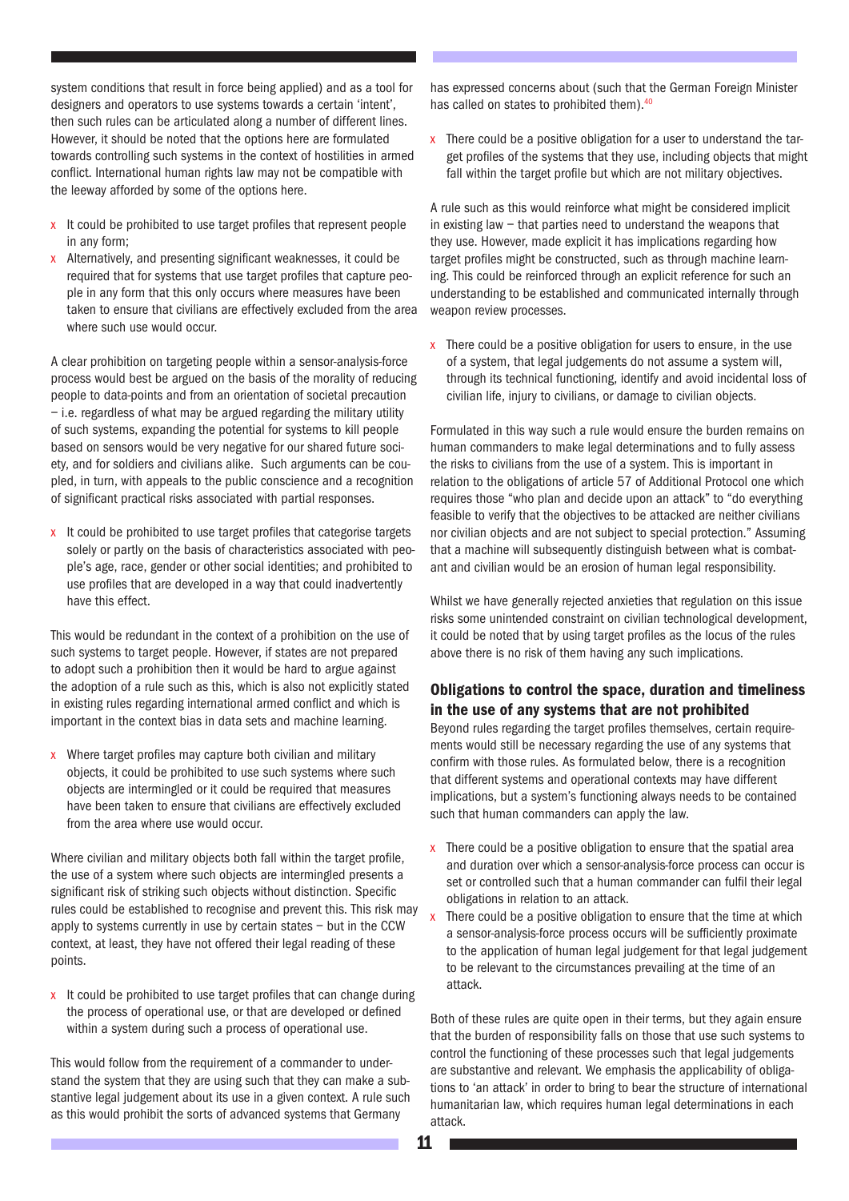system conditions that result in force being applied) and as a tool for designers and operators to use systems towards a certain 'intent', then such rules can be articulated along a number of different lines. However, it should be noted that the options here are formulated towards controlling such systems in the context of hostilities in armed conflict. International human rights law may not be compatible with the leeway afforded by some of the options here.

- It could be prohibited to use target profiles that represent people in any form;
- Alternatively, and presenting significant weaknesses, it could be required that for systems that use target profiles that capture people in any form that this only occurs where measures have been taken to ensure that civilians are effectively excluded from the area where such use would occur.

A clear prohibition on targeting people within a sensor-analysis-force process would best be argued on the basis of the morality of reducing people to data-points and from an orientation of societal precaution – i.e. regardless of what may be argued regarding the military utility of such systems, expanding the potential for systems to kill people based on sensors would be very negative for our shared future society, and for soldiers and civilians alike. Such arguments can be coupled, in turn, with appeals to the public conscience and a recognition of significant practical risks associated with partial responses.

- It could be prohibited to use target profiles that categorise targets solely or partly on the basis of characteristics associated with people's age, race, gender or other social identities; and prohibited to use profiles that are developed in a way that could inadvertently have this effect.

This would be redundant in the context of a prohibition on the use of such systems to target people. However, if states are not prepared to adopt such a prohibition then it would be hard to argue against the adoption of a rule such as this, which is also not explicitly stated in existing rules regarding international armed conflict and which is important in the context bias in data sets and machine learning.

- Where target profiles may capture both civilian and military objects, it could be prohibited to use such systems where such objects are intermingled or it could be required that measures have been taken to ensure that civilians are effectively excluded from the area where use would occur.

Where civilian and military objects both fall within the target profile, the use of a system where such objects are intermingled presents a significant risk of striking such objects without distinction. Specific rules could be established to recognise and prevent this. This risk may apply to systems currently in use by certain states – but in the CCW context, at least, they have not offered their legal reading of these points.

- It could be prohibited to use target profiles that can change during the process of operational use, or that are developed or defined within a system during such a process of operational use.

This would follow from the requirement of a commander to understand the system that they are using such that they can make a substantive legal judgement about its use in a given context. A rule such as this would prohibit the sorts of advanced systems that Germany has expressed concerns about (such that the German Foreign Minister has called on states to prohibited them).[40]

- There could be a positive obligation for a user to understand the target profiles of the systems that they use, including objects that might fall within the target profile but which are not military objectives.

A rule such as this would reinforce what might be considered implicit in existing law – that parties need to understand the weapons that they use. However, made explicit it has implications regarding how target profiles might be constructed, such as through machine learning. This could be reinforced through an explicit reference for such an understanding to be established and communicated internally through weapon review processes.

- There could be a positive obligation for users to ensure, in the use of a system, that legal judgements do not assume a system will, through its technical functioning, identify and avoid incidental loss of civilian life, injury to civilians, or damage to civilian objects.

Formulated in this way such a rule would ensure the burden remains on human commanders to make legal determinations and to fully assess the risks to civilians from the use of a system. This is important in relation to the obligations of article 57 of Additional Protocol one which requires those "who plan and decide upon an attack" to "do everything feasible to verify that the objectives to be attacked are neither civilians nor civilian objects and are not subject to special protection." Assuming that a machine will subsequently distinguish between what is combatant and civilian would be an erosion of human legal responsibility.

Whilst we have generally rejected anxieties that regulation on this issue risks some unintended constraint on civilian technological development, it could be noted that by using target profiles as the locus of the rules above there is no risk of them having any such implications.

### Obligations to control the space, duration and timeliness in the use of any systems that are not prohibited

Beyond rules regarding the target profiles themselves, certain requirements would still be necessary regarding the use of any systems that confirm with those rules. As formulated below, there is a recognition that different systems and operational contexts may have different implications, but a system's functioning always needs to be contained such that human commanders can apply the law.

- There could be a positive obligation to ensure that the spatial area and duration over which a sensor-analysis-force process can occur is set or controlled such that a human commander can fulfil their legal obligations in relation to an attack.
- There could be a positive obligation to ensure that the time at which a sensor-analysis-force process occurs will be sufficiently proximate to the application of human legal judgement for that legal judgement to be relevant to the circumstances prevailing at the time of an attack.

Both of these rules are quite open in their terms, but they again ensure that the burden of responsibility falls on those that use such systems to control the functioning of these processes such that legal judgements are substantive and relevant. We emphasis the applicability of obligations to 'an attack' in order to bring to bear the structure of international humanitarian law, which requires human legal determinations in each attack.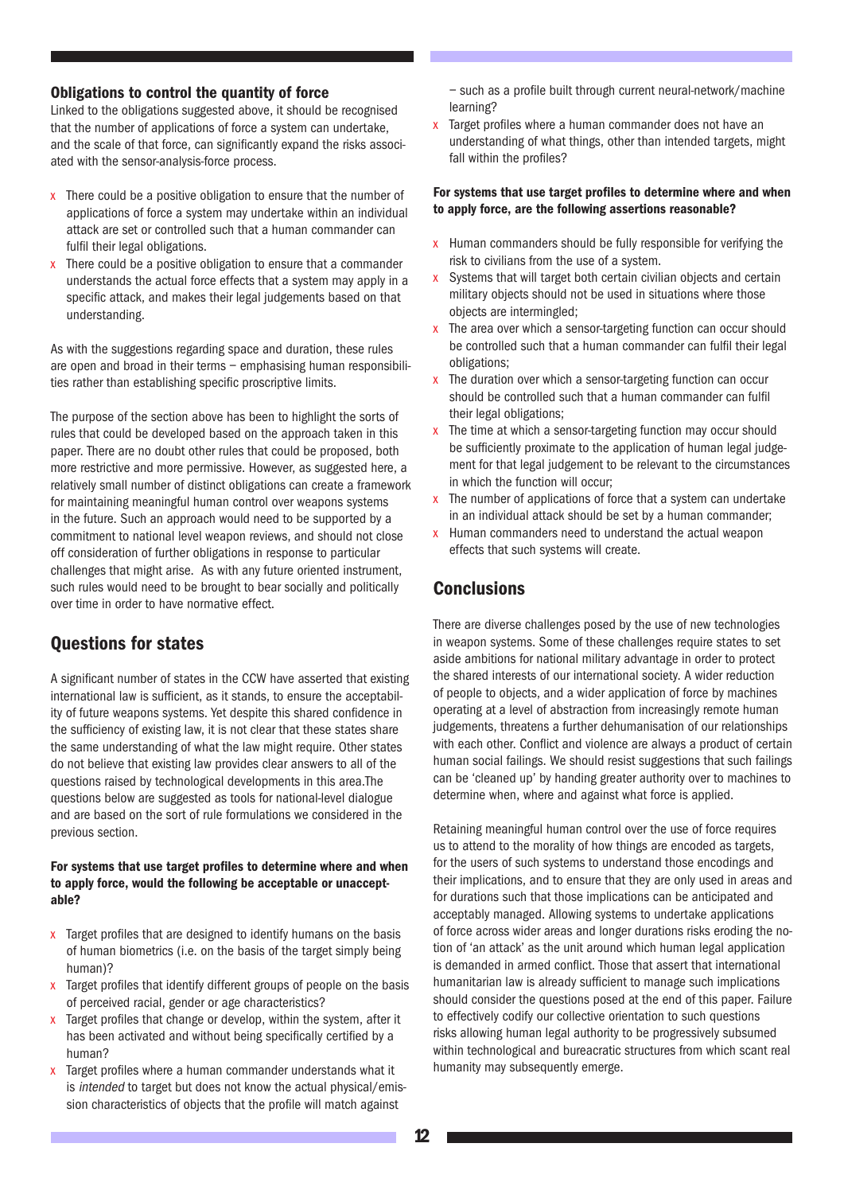### Obligations to control the quantity of force

Linked to the obligations suggested above, it should be recognised that the number of applications of force a system can undertake, and the scale of that force, can significantly expand the risks associated with the sensor-analysis-force process.

- There could be a positive obligation to ensure that the number of applications of force a system may undertake within an individual attack are set or controlled such that a human commander can fulfil their legal obligations.
- There could be a positive obligation to ensure that a commander understands the actual force effects that a system may apply in a specific attack, and makes their legal judgements based on that understanding.

As with the suggestions regarding space and duration, these rules are open and broad in their terms – emphasising human responsibilities rather than establishing specific proscriptive limits.

The purpose of the section above has been to highlight the sorts of rules that could be developed based on the approach taken in this paper. There are no doubt other rules that could be proposed, both more restrictive and more permissive. However, as suggested here, a relatively small number of distinct obligations can create a framework for maintaining meaningful human control over weapons systems in the future. Such an approach would need to be supported by a commitment to national level weapon reviews, and should not close off consideration of further obligations in response to particular challenges that might arise. As with any future oriented instrument, such rules would need to be brought to bear socially and politically over time in order to have normative effect.

## Questions for states

A significant number of states in the CCW have asserted that existing international law is sufficient, as it stands, to ensure the acceptability of future weapons systems. Yet despite this shared confidence in the sufficiency of existing law, it is not clear that these states share the same understanding of what the law might require. Other states do not believe that existing law provides clear answers to all of the questions raised by technological developments in this area.The questions below are suggested as tools for national-level dialogue and are based on the sort of rule formulations we considered in the previous section.

**For systems that use target profiles to determine where and when to apply force, would the following be acceptable or unacceptable?**

- Target profiles that are designed to identify humans on the basis of human biometrics (i.e. on the basis of the target simply being human)?
- Target profiles that identify different groups of people on the basis of perceived racial, gender or age characteristics?
- Target profiles that change or develop, within the system, after it has been activated and without being specifically certified by a human?
- Target profiles where a human commander understands what it is *intended* to target but does not know the actual physical/emission characteristics of objects that the profile will match against – such as a profile built through current neural-network/machine learning?
- Target profiles where a human commander does not have an understanding of what things, other than intended targets, might fall within the profiles?

**For systems that use target profiles to determine where and when to apply force, are the following assertions reasonable?**

- Human commanders should be fully responsible for verifying the risk to civilians from the use of a system.
- Systems that will target both certain civilian objects and certain military objects should not be used in situations where those objects are intermingled;
- The area over which a sensor-targeting function can occur should be controlled such that a human commander can fulfil their legal obligations;
- The duration over which a sensor-targeting function can occur should be controlled such that a human commander can fulfil their legal obligations;
- The time at which a sensor-targeting function may occur should be sufficiently proximate to the application of human legal judgement for that legal judgement to be relevant to the circumstances in which the function will occur;
- The number of applications of force that a system can undertake in an individual attack should be set by a human commander;
- Human commanders need to understand the actual weapon effects that such systems will create.

## Conclusions

There are diverse challenges posed by the use of new technologies in weapon systems. Some of these challenges require states to set aside ambitions for national military advantage in order to protect the shared interests of our international society. A wider reduction of people to objects, and a wider application of force by machines operating at a level of abstraction from increasingly remote human judgements, threatens a further dehumanisation of our relationships with each other. Conflict and violence are always a product of certain human social failings. We should resist suggestions that such failings can be 'cleaned up' by handing greater authority over to machines to determine when, where and against what force is applied.

Retaining meaningful human control over the use of force requires us to attend to the morality of how things are encoded as targets, for the users of such systems to understand those encodings and their implications, and to ensure that they are only used in areas and for durations such that those implications can be anticipated and acceptably managed. Allowing systems to undertake applications of force across wider areas and longer durations risks eroding the notion of 'an attack' as the unit around which human legal application is demanded in armed conflict. Those that assert that international humanitarian law is already sufficient to manage such implications should consider the questions posed at the end of this paper. Failure to effectively codify our collective orientation to such questions risks allowing human legal authority to be progressively subsumed within technological and bureacratic structures from which scant real humanity may subsequently emerge.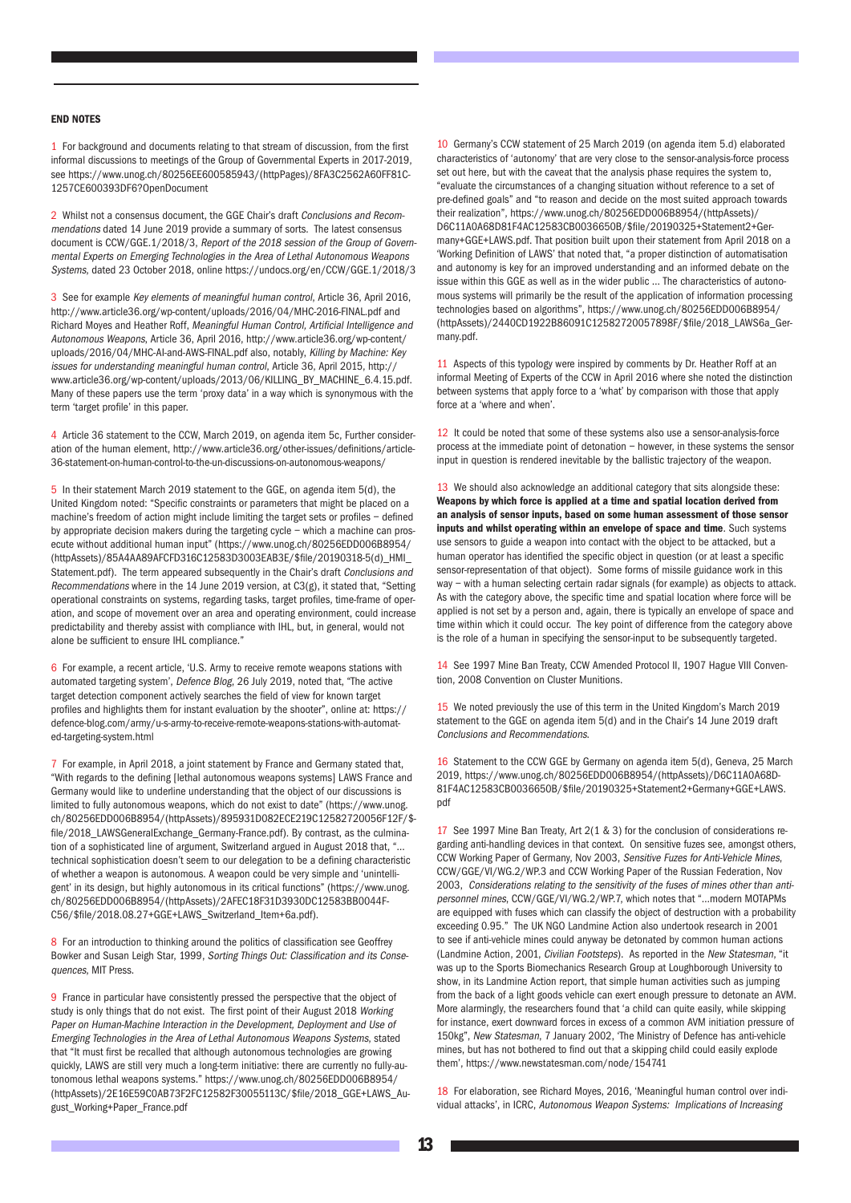## END NOTES

1 For background and documents relating to that stream of discussion, from the first informal discussions to meetings of the Group of Governmental Experts in 2017-2019, see https://www.unog.ch/80256EE600585943/(httpPages)/8FA3C2562A60FF81C-1257CE600393DF6?OpenDocument

2 Whilst not a consensus document, the GGE Chair's draft *Conclusions and Recommendations* dated 14 June 2019 provide a summary of sorts. The latest consensus document is CCW/GGE.1/2018/3, *Report of the 2018 session of the Group of Governmental Experts on Emerging Technologies in the Area of Lethal Autonomous Weapons Systems*, dated 23 October 2018, online https://undocs.org/en/CCW/GGE.1/2018/3

3 See for example *Key elements of meaningful human control*, Article 36, April 2016, http://www.article36.org/wp-content/uploads/2016/04/MHC-2016-FINAL.pdf and Richard Moyes and Heather Roff, *Meaningful Human Control, Artificial Intelligence and Autonomous Weapons*, Article 36, April 2016, http://www.article36.org/wp-content/uploads/2016/04/MHC-AI-and-AWS-FINAL.pdf also, notably, *Killing by Machine: Key issues for understanding meaningful human control*, Article 36, April 2015, http://www.article36.org/wp-content/uploads/2013/06/KILLING_BY_MACHINE_6.4.15.pdf. Many of these papers use the term 'proxy data' in a way which is synonymous with the term 'target profile' in this paper.

4 Article 36 statement to the CCW, March 2019, on agenda item 5c, Further consideration of the human element, http://www.article36.org/other-issues/definitions/article-36-statement-on-human-control-to-the-un-discussions-on-autonomous-weapons/

5 In their statement March 2019 statement to the GGE, on agenda item 5(d), the United Kingdom noted: "Specific constraints or parameters that might be placed on a machine's freedom of action might include limiting the target sets or profiles – defined by appropriate decision makers during the targeting cycle – which a machine can prosecute without additional human input" (https://www.unog.ch/80256EDD006B8954/(httpAssets)/85A4AA89AFCFD316C12583D3003EAB3E/$file/20190318-5(d)_HMI_Statement.pdf). The term appeared subsequently in the Chair's draft *Conclusions and Recommendations* where in the 14 June 2019 version, at C3(g), it stated that, "Setting operational constraints on systems, regarding tasks, target profiles, time-frame of operation, and scope of movement over an area and operating environment, could increase predictability and thereby assist with compliance with IHL, but, in general, would not alone be sufficient to ensure IHL compliance."

6 For example, a recent article, 'U.S. Army to receive remote weapons stations with automated targeting system', *Defence Blog*, 26 July 2019, noted that, "The active target detection component actively searches the field of view for known target profiles and highlights them for instant evaluation by the shooter", online at: https://defence-blog.com/army/u-s-army-to-receive-remote-weapons-stations-with-automated-targeting-system.html

7 For example, in April 2018, a joint statement by France and Germany stated that, "With regards to the defining [lethal autonomous weapons systems] LAWS France and Germany would like to underline understanding that the object of our discussions is limited to fully autonomous weapons, which do not exist to date" (https://www.unog.ch/80256EDD006B8954/(httpAssets)/895931D082ECE219C12582720056F12F/$file/2018_LAWSGeneralExchange_Germany-France.pdf). By contrast, as the culmination of a sophisticated line of argument, Switzerland argued in August 2018 that, "... technical sophistication doesn't seem to our delegation to be a defining characteristic of whether a weapon is autonomous. A weapon could be very simple and 'unintelligent' in its design, but highly autonomous in its critical functions" (https://www.unog.ch/80256EDD006B8954/(httpAssets)/2AFEC18F31D3930DC12583BB0044F-C56/$file/2018.08.27+GGE+LAWS_Switzerland_Item+6a.pdf).

8 For an introduction to thinking around the politics of classification see Geoffrey Bowker and Susan Leigh Star, 1999, *Sorting Things Out: Classification and its Consequences*, MIT Press.

9 France in particular have consistently pressed the perspective that the object of study is only things that do not exist. The first point of their August 2018 *Working Paper on Human-Machine Interaction in the Development, Deployment and Use of Emerging Technologies in the Area of Lethal Autonomous Weapons Systems*, stated that "It must first be recalled that although autonomous technologies are growing quickly, LAWS are still very much a long-term initiative: there are currently no fully-autonomous lethal weapons systems." https://www.unog.ch/80256EDD006B8954/(httpAssets)/2E16E59C0AB73F2FC12582F30055113C/$file/2018_GGE+LAWS_August_Working+Paper_France.pdf

10 Germany's CCW statement of 25 March 2019 (on agenda item 5.d) elaborated characteristics of 'autonomy' that are very close to the sensor-analysis-force process set out here, but with the caveat that the analysis phase requires the system to, "evaluate the circumstances of a changing situation without reference to a set of pre-defined goals" and "to reason and decide on the most suited approach towards their realization", https://www.unog.ch/80256EDD006B8954/(httpAssets)/D6C11A0A68D81F4AC12583CB0036650B/$file/20190325+Statement2+Germany+GGE+LAWS.pdf. That position built upon their statement from April 2018 on a 'Working Definition of LAWS' that noted that, "a proper distinction of automatisation and autonomy is key for an improved understanding and an informed debate on the issue within this GGE as well as in the wider public ... The characteristics of autonomous systems will primarily be the result of the application of information processing technologies based on algorithms", https://www.unog.ch/80256EDD006B8954/(httpAssets)/2440CD1922B86091C12582720057898F/$file/2018_LAWS6a_Germany.pdf.

11 Aspects of this typology were inspired by comments by Dr. Heather Roff at an informal Meeting of Experts of the CCW in April 2016 where she noted the distinction between systems that apply force to a 'what' by comparison with those that apply force at a 'where and when'.

12 It could be noted that some of these systems also use a sensor-analysis-force process at the immediate point of detonation – however, in these systems the sensor input in question is rendered inevitable by the ballistic trajectory of the weapon.

13 We should also acknowledge an additional category that sits alongside these: **Weapons by which force is applied at a time and spatial location derived from an analysis of sensor inputs, based on some human assessment of those sensor inputs and whilst operating within an envelope of space and time**. Such systems use sensors to guide a weapon into contact with the object to be attacked, but a human operator has identified the specific object in question (or at least a specific sensor-representation of that object). Some forms of missile guidance work in this way – with a human selecting certain radar signals (for example) as objects to attack. As with the category above, the specific time and spatial location where force will be applied is not set by a person and, again, there is typically an envelope of space and time within which it could occur. The key point of difference from the category above is the role of a human in specifying the sensor-input to be subsequently targeted.

14 See 1997 Mine Ban Treaty, CCW Amended Protocol II, 1907 Hague VIII Convention, 2008 Convention on Cluster Munitions.

15 We noted previously the use of this term in the United Kingdom's March 2019 statement to the GGE on agenda item 5(d) and in the Chair's 14 June 2019 draft *Conclusions and Recommendations*.

16 Statement to the CCW GGE by Germany on agenda item 5(d), Geneva, 25 March 2019, https://www.unog.ch/80256EDD006B8954/(httpAssets)/D6C11A0A68D-81F4AC12583CB0036650B/$file/20190325+Statement2+Germany+GGE+LAWS.pdf

17 See 1997 Mine Ban Treaty, Art 2(1 & 3) for the conclusion of considerations regarding anti-handling devices in that context. On sensitive fuzes see, amongst others, CCW Working Paper of Germany, Nov 2003, *Sensitive Fuzes for Anti-Vehicle Mines*, CCW/GGE/VI/WG.2/WP.3 and CCW Working Paper of the Russian Federation, Nov 2003, *Considerations relating to the sensitivity of the fuses of mines other than anti-personnel mines*, CCW/GGE/VI/WG.2/WP.7, which notes that "...modern MOTAPMs are equipped with fuses which can classify the object of destruction with a probability exceeding 0.95." The UK NGO Landmine Action also undertook research in 2001 to see if anti-vehicle mines could anyway be detonated by common human actions (Landmine Action, 2001, *Civilian Footsteps*). As reported in the *New Statesman*, "it was up to the Sports Biomechanics Research Group at Loughborough University to show, in its Landmine Action report, that simple human activities such as jumping from the back of a light goods vehicle can exert enough pressure to detonate an AVM. More alarmingly, the researchers found that 'a child can quite easily, while skipping for instance, exert downward forces in excess of a common AVM initiation pressure of 150kg", *New Statesman*, 7 January 2002, 'The Ministry of Defence has anti-vehicle mines, but has not bothered to find out that a skipping child could easily explode them', https://www.newstatesman.com/node/154741

18 For elaboration, see Richard Moyes, 2016, 'Meaningful human control over individual attacks', in ICRC, *Autonomous Weapon Systems: Implications of Increasing*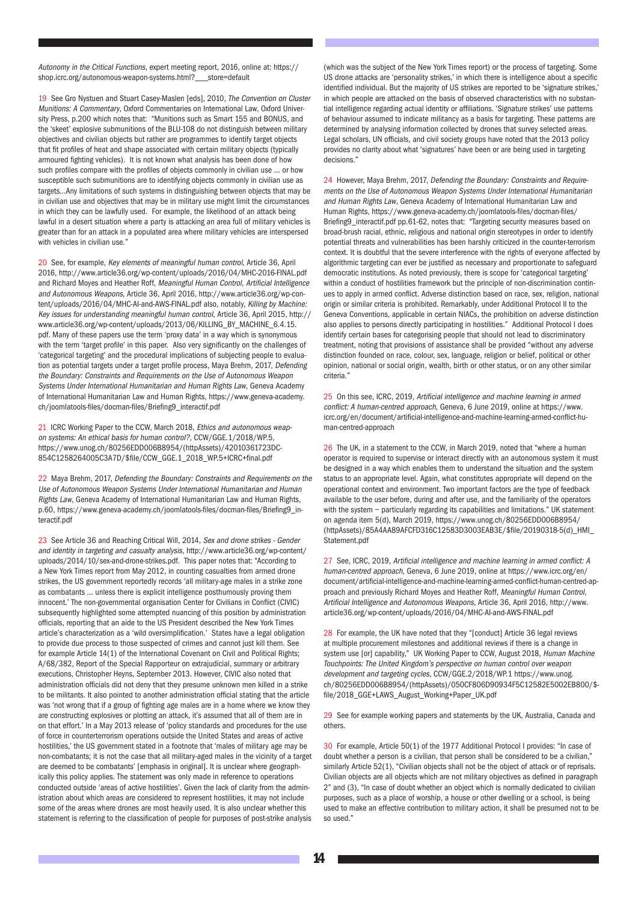*Autonomy in the Critical Functions*, expert meeting report, 2016, online at: https://shop.icrc.org/autonomous-weapon-systems.html?___store=default

19 See Gro Nystuen and Stuart Casey-Maslen [eds], 2010, *The Convention on Cluster Munitions: A Commentary*, Oxford Commentaries on International Law, Oxford University Press, p.200 which notes that: "Munitions such as Smart 155 and BONUS, and the 'skeet' explosive submunitions of the BLU-108 do not distinguish between military objectives and civilian objects but rather are programmes to identify target objects that fit profiles of heat and shape associated with certain military objects (typically armoured fighting vehicles). It is not known what analysis has been done of how such profiles compare with the profiles of objects commonly in civilian use ... or how susceptible such submunitions are to identifying objects commonly in civilian use as targets...Any limitations of such systems in distinguishing between objects that may be in civilian use and objectives that may be in military use might limit the circumstances in which they can be lawfully used. For example, the likelihood of an attack being lawful in a desert situation where a party is attacking an area full of military vehicles is greater than for an attack in a populated area where military vehicles are interspersed with vehicles in civilian use."

20 See, for example, *Key elements of meaningful human control*, Article 36, April 2016, http://www.article36.org/wp-content/uploads/2016/04/MHC-2016-FINAL.pdf and Richard Moyes and Heather Roff, *Meaningful Human Control, Artificial Intelligence and Autonomous Weapons*, Article 36, April 2016, http://www.article36.org/wp-content/uploads/2016/04/MHC-AI-and-AWS-FINAL.pdf also, notably, *Killing by Machine: Key issues for understanding meaningful human control*, Article 36, April 2015, http://www.article36.org/wp-content/uploads/2013/06/KILLING_BY_MACHINE_6.4.15.pdf. Many of these papers use the term 'proxy data' in a way which is synonymous with the term 'target profile' in this paper. Also very significantly on the challenges of 'categorical targeting' and the procedural implications of subjecting people to evaluation as potential targets under a target profile process, Maya Brehm, 2017, *Defending the Boundary: Constraints and Requirements on the Use of Autonomous Weapon Systems Under International Humanitarian and Human Rights Law*, Geneva Academy of International Humanitarian Law and Human Rights, https://www.geneva-academy.ch/joomlatools-files/docman-files/Briefing9_interactif.pdf

21 ICRC Working Paper to the CCW, March 2018, *Ethics and autonomous weapon systems: An ethical basis for human control?*, CCW/GGE.1/2018/WP.5, https://www.unog.ch/80256EDD006B8954/(httpAssets)/42010361723DC854C1258264005C3A7D/$file/CCW_GGE.1_2018_WP.5+ICRC+final.pdf

22 Maya Brehm, 2017, *Defending the Boundary: Constraints and Requirements on the Use of Autonomous Weapon Systems Under International Humanitarian and Human Rights Law*, Geneva Academy of International Humanitarian Law and Human Rights, p.60, https://www.geneva-academy.ch/joomlatools-files/docman-files/Briefing9_interactif.pdf

23 See Article 36 and Reaching Critical Will, 2014, *Sex and drone strikes - Gender and identity in targeting and casualty analysis*, http://www.article36.org/wp-content/uploads/2014/10/sex-and-drone-strikes.pdf. This paper notes that: "According to a New York Times report from May 2012, in counting casualties from armed drone strikes, the US government reportedly records 'all military-age males in a strike zone as combatants ... unless there is explicit intelligence posthumously proving them innocent.' The non-governmental organisation Center for Civilians in Conflict (CIVIC) subsequently highlighted some attempted nuancing of this position by administration officials, reporting that an aide to the US President described the New York Times article's characterization as a 'wild oversimplification.' States have a legal obligation to provide due process to those suspected of crimes and cannot just kill them. See for example Article 14(1) of the International Covenant on Civil and Political Rights; A/68/382, Report of the Special Rapporteur on extrajudicial, summary or arbitrary executions, Christopher Heyns, September 2013. However, CIVIC also noted that administration officials did not deny that they presume unknown men killed in a strike to be militants. It also pointed to another administration official stating that the article was 'not wrong that if a group of fighting age males are in a home where we know they are constructing explosives or plotting an attack, it's assumed that all of them are in on that effort.' In a May 2013 release of 'policy standards and procedures for the use of force in counterterrorism operations outside the United States and areas of active hostilities,' the US government stated in a footnote that 'males of military age may be non-combatants; it is not the case that all military-aged males in the vicinity of a target are deemed to be combatants' [emphasis in original]. It is unclear where geographically this policy applies. The statement was only made in reference to operations conducted outside 'areas of active hostilities'. Given the lack of clarity from the administration about which areas are considered to represent hostilities, it may not include some of the areas where drones are most heavily used. It is also unclear whether this statement is referring to the classification of people for purposes of post-strike analysis (which was the subject of the New York Times report) or the process of targeting. Some US drone attacks are 'personality strikes,' in which there is intelligence about a specific identified individual. But the majority of US strikes are reported to be 'signature strikes,' in which people are attacked on the basis of observed characteristics with no substantial intelligence regarding actual identity or affiliations. 'Signature strikes' use patterns of behaviour assumed to indicate militancy as a basis for targeting. These patterns are determined by analysing information collected by drones that survey selected areas. Legal scholars, UN officials, and civil society groups have noted that the 2013 policy provides no clarity about what 'signatures' have been or are being used in targeting decisions."

24 However, Maya Brehm, 2017, *Defending the Boundary: Constraints and Requirements on the Use of Autonomous Weapon Systems Under International Humanitarian and Human Rights Law*, Geneva Academy of International Humanitarian Law and Human Rights, https://www.geneva-academy.ch/joomlatools-files/docman-files/Briefing9_interactif.pdf pp.61-62, notes that: "Targeting security measures based on broad-brush racial, ethnic, religious and national origin stereotypes in order to identify potential threats and vulnerabilities has been harshly criticized in the counter-terrorism context. It is doubtful that the severe interference with the rights of everyone affected by algorithmic targeting can ever be justified as necessary and proportionate to safeguard democratic institutions. As noted previously, there is scope for 'categorical targeting' within a conduct of hostilities framework but the principle of non-discrimination continues to apply in armed conflict. Adverse distinction based on race, sex, religion, national origin or similar criteria is prohibited. Remarkably, under Additional Protocol II to the Geneva Conventions, applicable in certain NIACs, the prohibition on adverse distinction also applies to persons directly participating in hostilities." Additional Protocol I does identify certain bases for categorising people that should not lead to discriminatory treatment, noting that provisions of assistance shall be provided "without any adverse distinction founded on race, colour, sex, language, religion or belief, political or other opinion, national or social origin, wealth, birth or other status, or on any other similar criteria."

25 On this see, ICRC, 2019, *Artificial intelligence and machine learning in armed conflict: A human-centred approach*, Geneva, 6 June 2019, online at https://www.icrc.org/en/document/artificial-intelligence-and-machine-learning-armed-conflict-human-centred-approach

26 The UK, in a statement to the CCW, in March 2019, noted that "where a human operator is required to supervise or interact directly with an autonomous system it must be designed in a way which enables them to understand the situation and the system status to an appropriate level. Again, what constitutes appropriate will depend on the operational context and environment. Two important factors are the type of feedback available to the user before, during and after use, and the familiarity of the operators with the system – particularly regarding its capabilities and limitations." UK statement on agenda item 5(d), March 2019, https://www.unog.ch/80256EDD006B8954/(httpAssets)/85A4AA89AFCFD316C12583D3003EAB3E/$file/20190318-5(d)_HMI_Statement.pdf

27 See, ICRC, 2019, *Artificial intelligence and machine learning in armed conflict: A human-centred approach*, Geneva, 6 June 2019, online at https://www.icrc.org/en/document/artificial-intelligence-and-machine-learning-armed-conflict-human-centred-approach and previously Richard Moyes and Heather Roff, *Meaningful Human Control, Artificial Intelligence and Autonomous Weapons*, Article 36, April 2016, http://www.article36.org/wp-content/uploads/2016/04/MHC-AI-and-AWS-FINAL.pdf

28 For example, the UK have noted that they "[conduct] Article 36 legal reviews at multiple procurement milestones and additional reviews if there is a change in system use [or] capability," UK Working Paper to CCW, August 2018, *Human Machine Touchpoints: The United Kingdom's perspective on human control over weapon development and targeting cycles*, CCW/GGE.2/2018/WP.1 https://www.unog.ch/80256EDD006B8954/(httpAssets)/050CF806D90934F5C12582E5002EB800/$file/2018_GGE+LAWS_August_Working+Paper_UK.pdf

29 See for example working papers and statements by the UK, Australia, Canada and others.

30 For example, Article 50(1) of the 1977 Additional Protocol I provides: "In case of doubt whether a person is a civilian, that person shall be considered to be a civilian," similarly Article 52(1), "Civilian objects shall not be the object of attack or of reprisals. Civilian objects are all objects which are not military objectives as defined in paragraph 2" and (3), "In case of doubt whether an object which is normally dedicated to civilian purposes, such as a place of worship, a house or other dwelling or a school, is being used to make an effective contribution to military action, it shall be presumed not to be so used."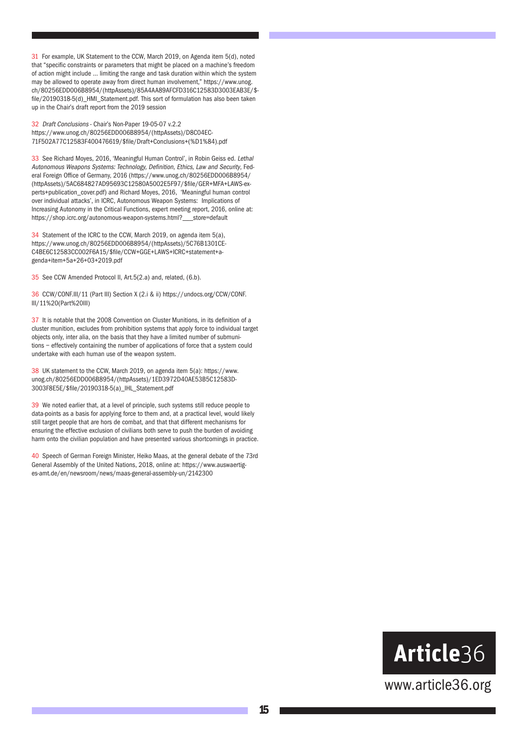31 For example, UK Statement to the CCW, March 2019, on Agenda item 5(d), noted that "specific constraints or parameters that might be placed on a machine's freedom of action might include … limiting the range and task duration within which the system may be allowed to operate away from direct human involvement," https://www.unog.ch/80256EDD006B8954/(httpAssets)/85A4AA89AFCFD316C12583D3003EAB3E/$file/20190318-5(d)_HMI_Statement.pdf. This sort of formulation has also been taken up in the Chair's draft report from the 2019 session

32 *Draft Conclusions* - Chair's Non-Paper 19-05-07 v.2.2 https://www.unog.ch/80256EDD006B8954/(httpAssets)/D8C04EC71F502A77C12583F400476619/$file/Draft+Conclusions+(%D1%84).pdf

33 See Richard Moyes, 2016, 'Meaningful Human Control', in Robin Geiss ed. *Lethal Autonomous Weapons Systems: Technology, Definition, Ethics, Law and Security*, Federal Foreign Office of Germany, 2016 (https://www.unog.ch/80256EDD006B8954/(httpAssets)/5AC684827AD95693C12580A5002E5F97/$file/GER+MFA+LAWS-experts+publication_cover.pdf) and Richard Moyes, 2016, 'Meaningful human control over individual attacks', in ICRC, Autonomous Weapon Systems: Implications of Increasing Autonomy in the Critical Functions, expert meeting report, 2016, online at: https://shop.icrc.org/autonomous-weapon-systems.html?___store=default

34 Statement of the ICRC to the CCW, March 2019, on agenda item 5(a), https://www.unog.ch/80256EDD006B8954/(httpAssets)/5C76B1301CEC4BE6C12583CC002F6A15/$file/CCW+GGE+LAWS+ICRC+statement+agenda+item+5a+26+03+2019.pdf

35 See CCW Amended Protocol II, Art.5(2.a) and, related, (6.b).

36 CCW/CONF.III/11 (Part III) Section X (2.i & ii) https://undocs.org/CCW/CONF.III/11%20(Part%20III)

37 It is notable that the 2008 Convention on Cluster Munitions, in its definition of a cluster munition, excludes from prohibition systems that apply force to individual target objects only, inter alia, on the basis that they have a limited number of submunitions – effectively containing the number of applications of force that a system could undertake with each human use of the weapon system.

38 UK statement to the CCW, March 2019, on agenda item 5(a): https://www.unog.ch/80256EDD006B8954/(httpAssets)/1ED3972D40AE53B5C12583D3003F8E5E/$file/20190318-5(a)_IHL_Statement.pdf

39 We noted earlier that, at a level of principle, such systems still reduce people to data-points as a basis for applying force to them and, at a practical level, would likely still target people that are hors de combat, and that that different mechanisms for ensuring the effective exclusion of civilians both serve to push the burden of avoiding harm onto the civilian population and have presented various shortcomings in practice.

40 Speech of German Foreign Minister, Heiko Maas, at the general debate of the 73rd General Assembly of the United Nations, 2018, online at: https://www.auswaertiges-amt.de/en/newsroom/news/maas-general-assembly-un/2142300

**Article**36

www.article36.org